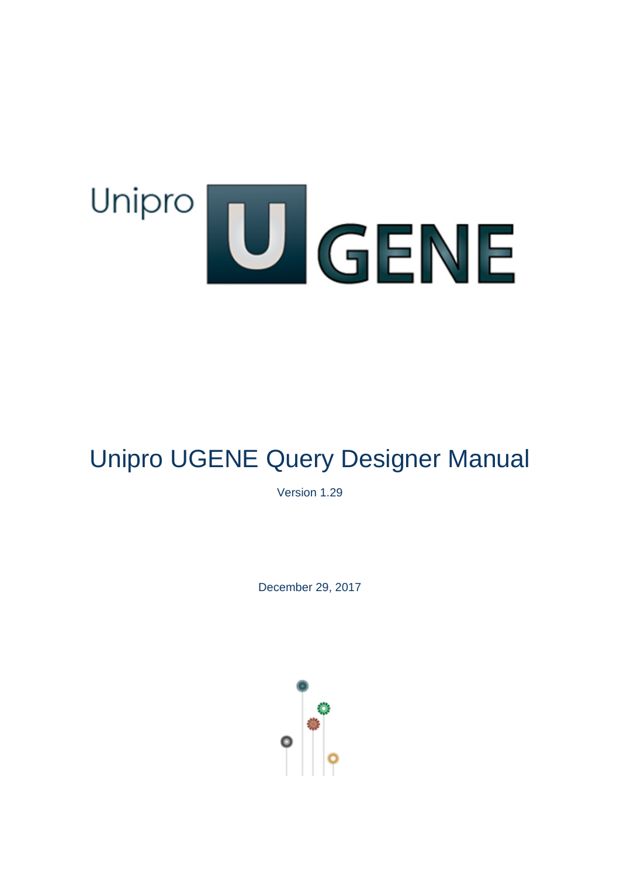# Unipro UGENE Query Designer Manual

Version 1.29

December 29, 2017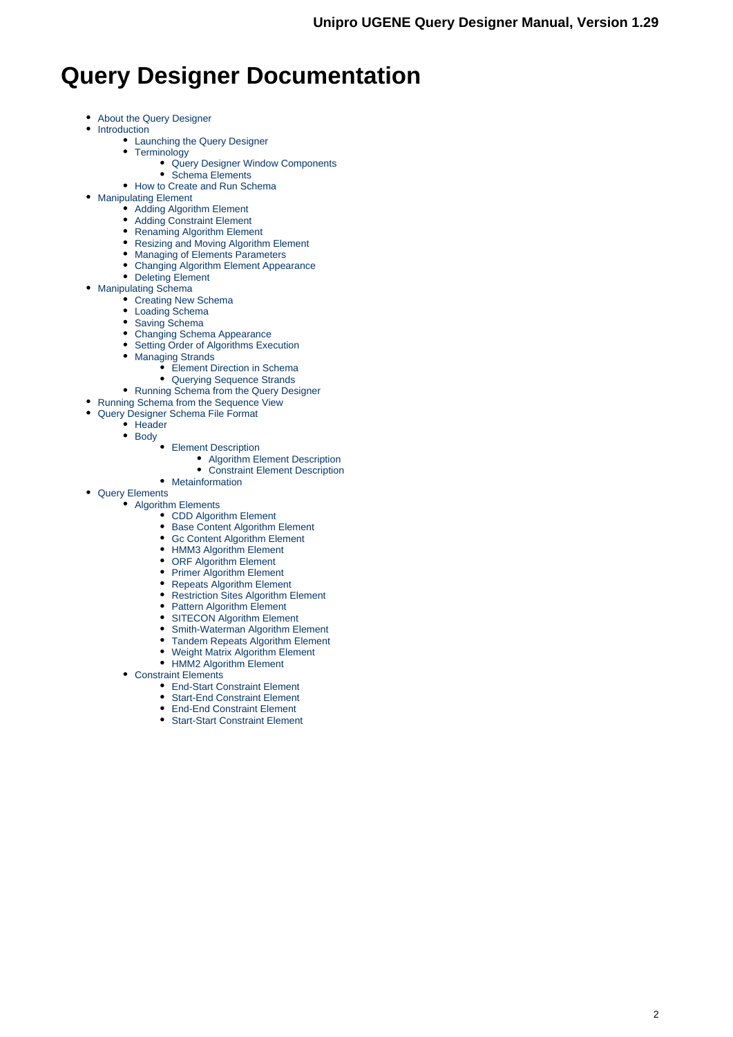# Query Designer Documentation

- About the Query Designer
- Introduction
  - Launching the Query Designer
  - Terminology
    - Query Designer Window Components
    - Schema Elements
  - How to Create and Run Schema
- Manipulating Element
  - Adding Algorithm Element
  - Adding Constraint Element
  - Renaming Algorithm Element
  - Resizing and Moving Algorithm Element
  - Managing of Elements Parameters
  - Changing Algorithm Element Appearance
  - Deleting Element
- Manipulating Schema
  - Creating New Schema
  - Loading Schema
  - Saving Schema
  - Changing Schema Appearance
  - Setting Order of Algorithms Execution
  - Managing Strands
    - Element Direction in Schema
    - Querying Sequence Strands
  - Running Schema from the Query Designer
- Running Schema from the Sequence View
- Query Designer Schema File Format
  - Header
  - Body
    - Element Description
      - Algorithm Element Description
      - Constraint Element Description
    - Metainformation
- Query Elements
  - Algorithm Elements
    - CDD Algorithm Element
    - Base Content Algorithm Element
    - Gc Content Algorithm Element
    - HMM3 Algorithm Element
    - ORF Algorithm Element
    - Primer Algorithm Element
    - Repeats Algorithm Element
    - Restriction Sites Algorithm Element
    - Pattern Algorithm Element
    - SITECON Algorithm Element
    - Smith-Waterman Algorithm Element
    - Tandem Repeats Algorithm Element
    - Weight Matrix Algorithm Element
    - HMM2 Algorithm Element
  - Constraint Elements
    - End-Start Constraint Element
    - Start-End Constraint Element
    - End-End Constraint Element
    - Start-Start Constraint Element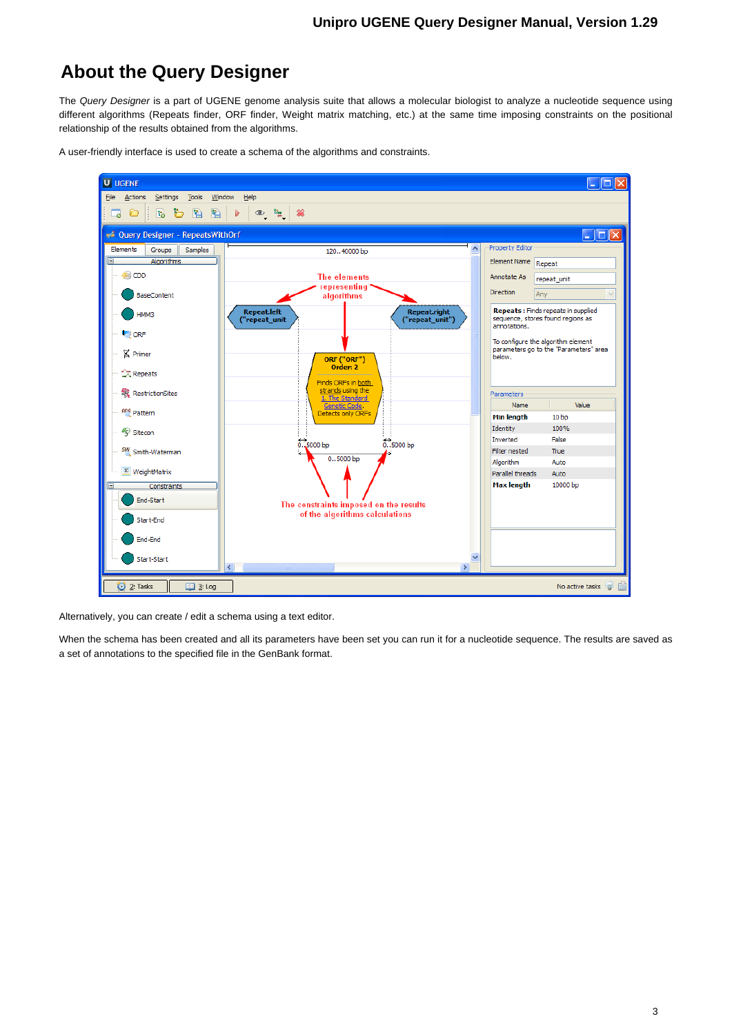# About the Query Designer

The *Query Designer* is a part of UGENE genome analysis suite that allows a molecular biologist to analyze a nucleotide sequence using different algorithms (Repeats finder, ORF finder, Weight matrix matching, etc.) at the same time imposing constraints on the positional relationship of the results obtained from the algorithms.

A user-friendly interface is used to create a schema of the algorithms and constraints.

Alternatively, you can create / edit a schema using a text editor.

When the schema has been created and all its parameters have been set you can run it for a nucleotide sequence. The results are saved as a set of annotations to the specified file in the GenBank format.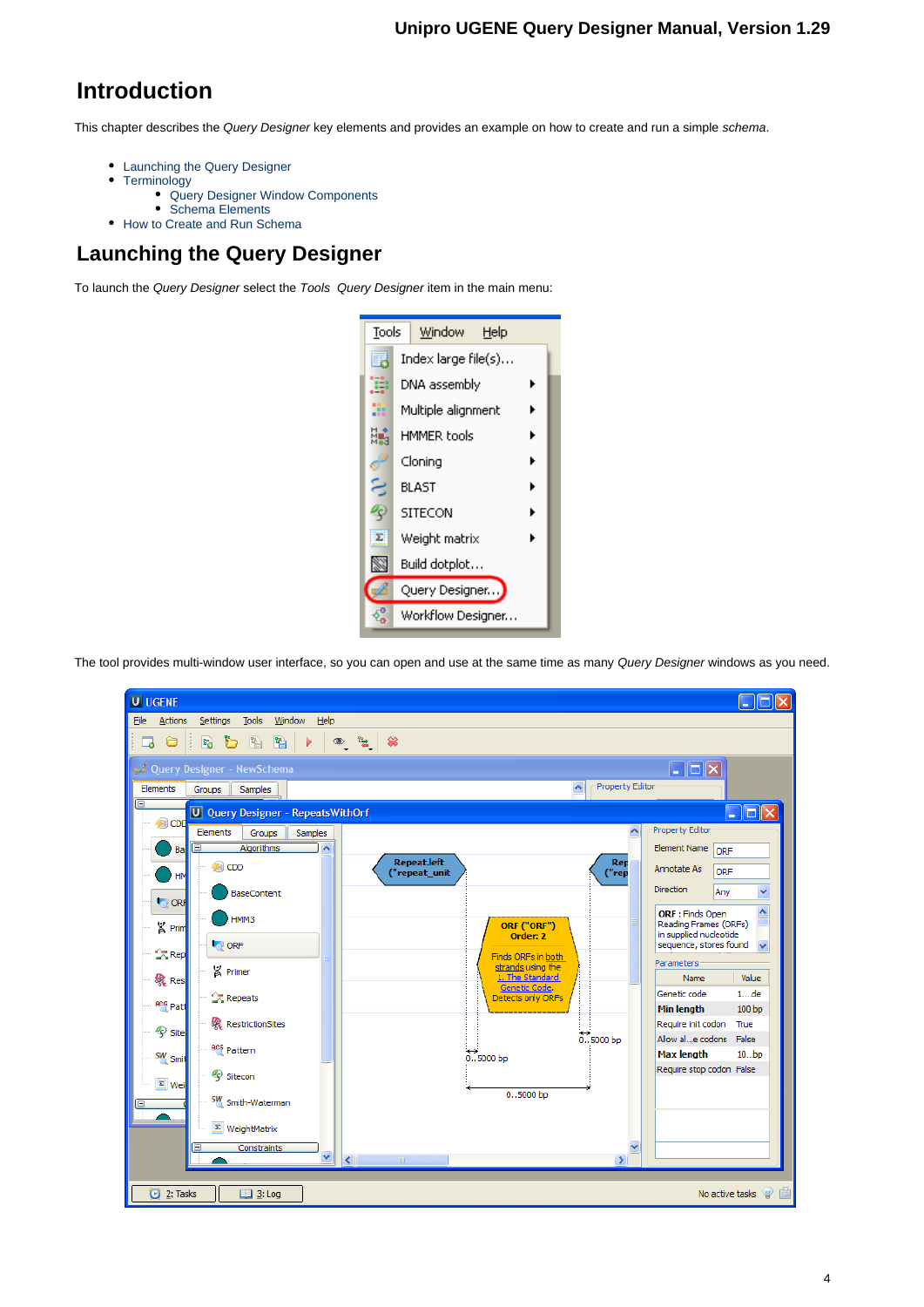# Introduction

This chapter describes the *Query Designer* key elements and provides an example on how to create and run a simple *schema*.

- Launching the Query Designer
- Terminology
  - Query Designer Window Components
  - Schema Elements
- How to Create and Run Schema

# Launching the Query Designer

To launch the *Query Designer* select the *Tools Query Designer* item in the main menu:

The tool provides multi-window user interface, so you can open and use at the same time as many *Query Designer* windows as you need.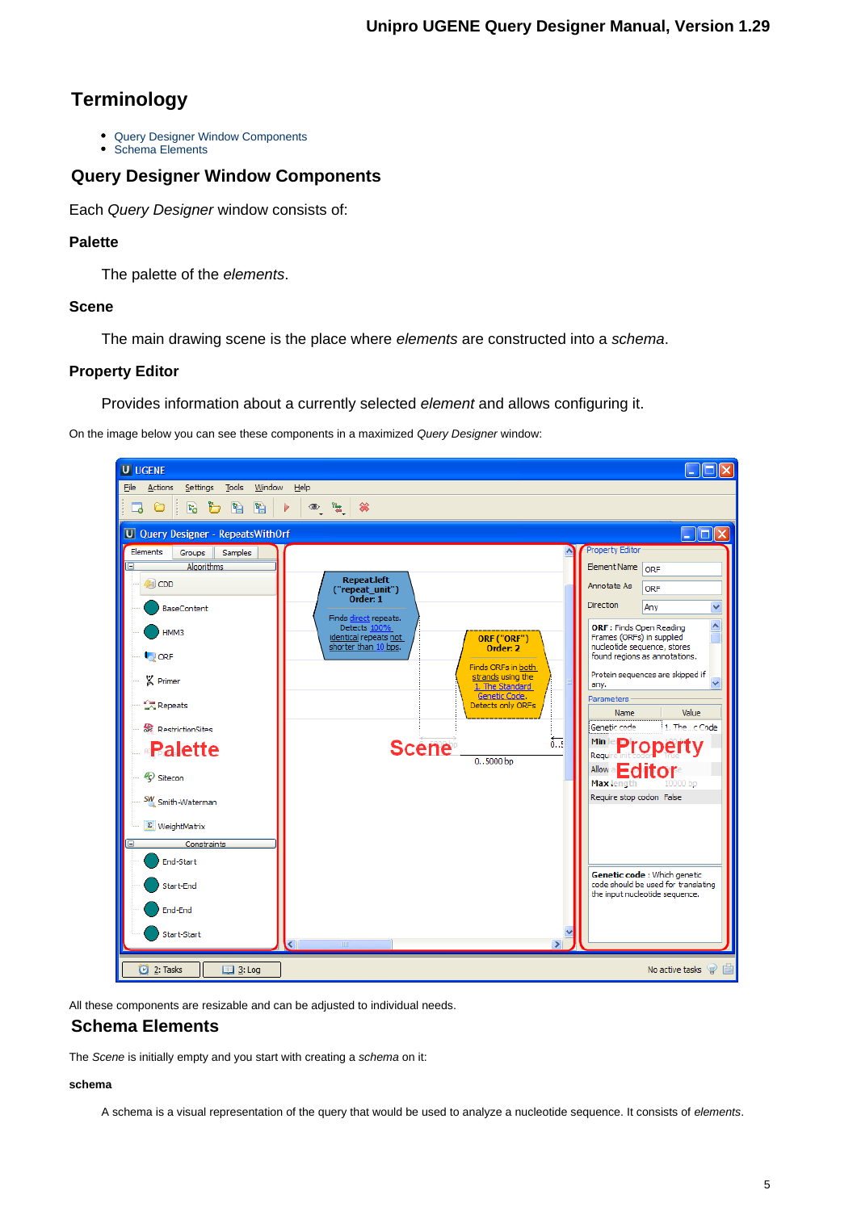# Terminology

- Query Designer Window Components
- Schema Elements

## Query Designer Window Components

Each *Query Designer* window consists of:

**Palette**

The palette of the *elements*.

**Scene**

The main drawing scene is the place where *elements* are constructed into a *schema*.

**Property Editor**

Provides information about a currently selected *element* and allows configuring it.

On the image below you can see these components in a maximized *Query Designer* window:

All these components are resizable and can be adjusted to individual needs.

## Schema Elements

The *Scene* is initially empty and you start with creating a *schema* on it:

**schema**

A schema is a visual representation of the query that would be used to analyze a nucleotide sequence. It consists of *elements*.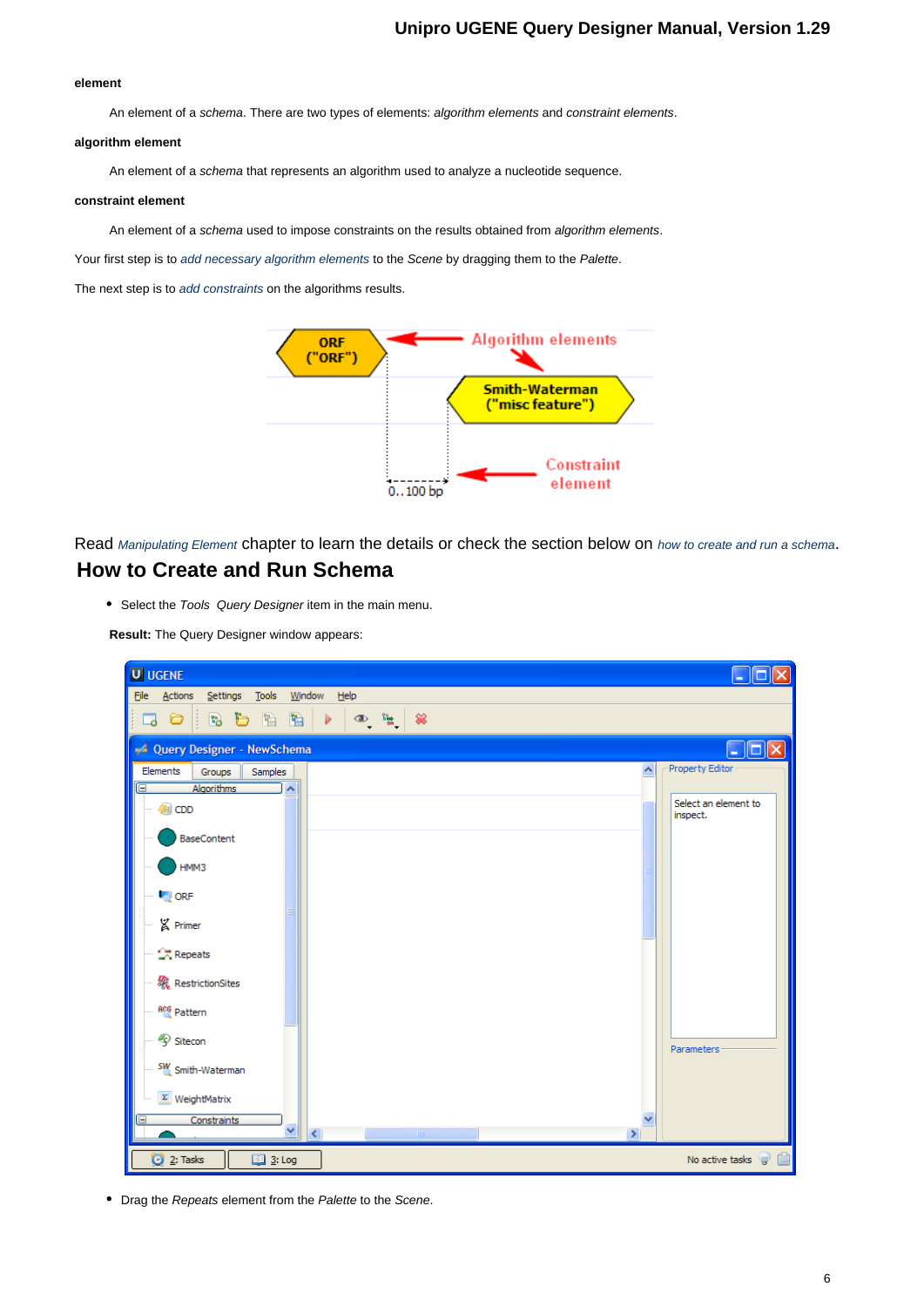**element**

An element of a *schema*. There are two types of elements: *algorithm elements* and *constraint elements*.

**algorithm element**

An element of a *schema* that represents an algorithm used to analyze a nucleotide sequence.

**constraint element**

An element of a *schema* used to impose constraints on the results obtained from *algorithm elements*.

Your first step is to *add necessary algorithm elements* to the *Scene* by dragging them to the *Palette*.

The next step is to *add constraints* on the algorithms results.

Read *Manipulating Element* chapter to learn the details or check the section below on *how to create and run a schema*.

## How to Create and Run Schema

- Select the *Tools* *Query Designer* item in the main menu.

**Result:** The Query Designer window appears:

- Drag the *Repeats* element from the *Palette* to the *Scene*.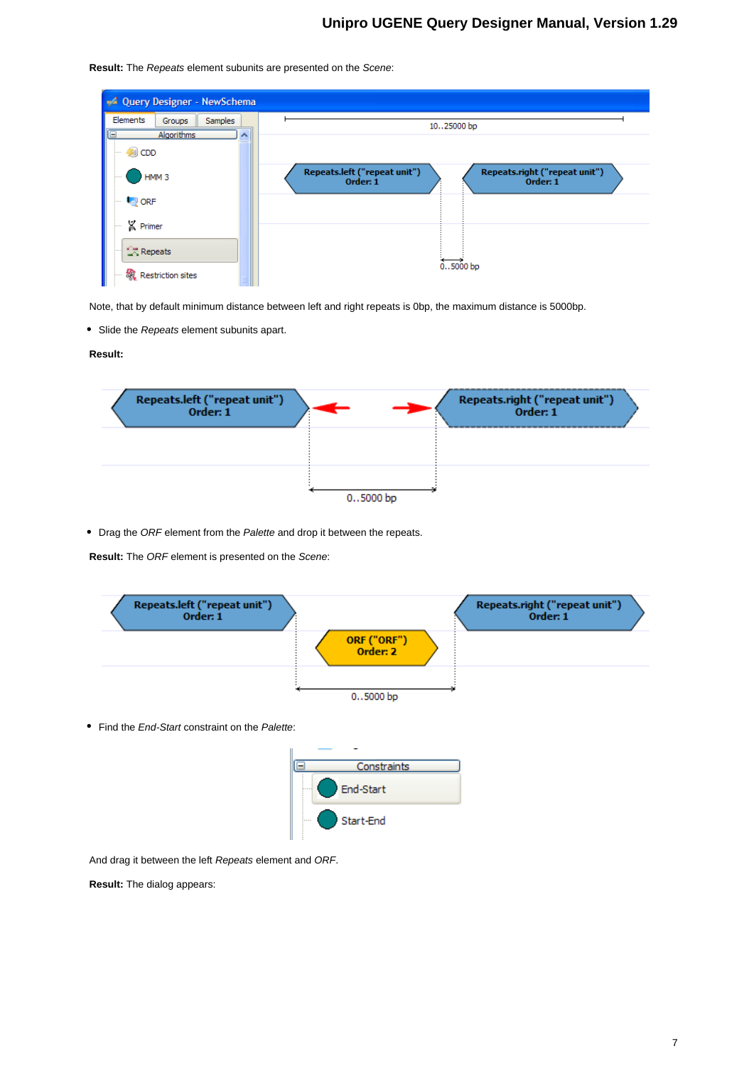**Result:** The *Repeats* element subunits are presented on the *Scene*:

Note, that by default minimum distance between left and right repeats is 0bp, the maximum distance is 5000bp.

- Slide the *Repeats* element subunits apart.

**Result:**

- Drag the *ORF* element from the *Palette* and drop it between the repeats.

**Result:** The *ORF* element is presented on the *Scene*:

- Find the *End-Start* constraint on the *Palette*:

And drag it between the left *Repeats* element and *ORF*.

**Result:** The dialog appears: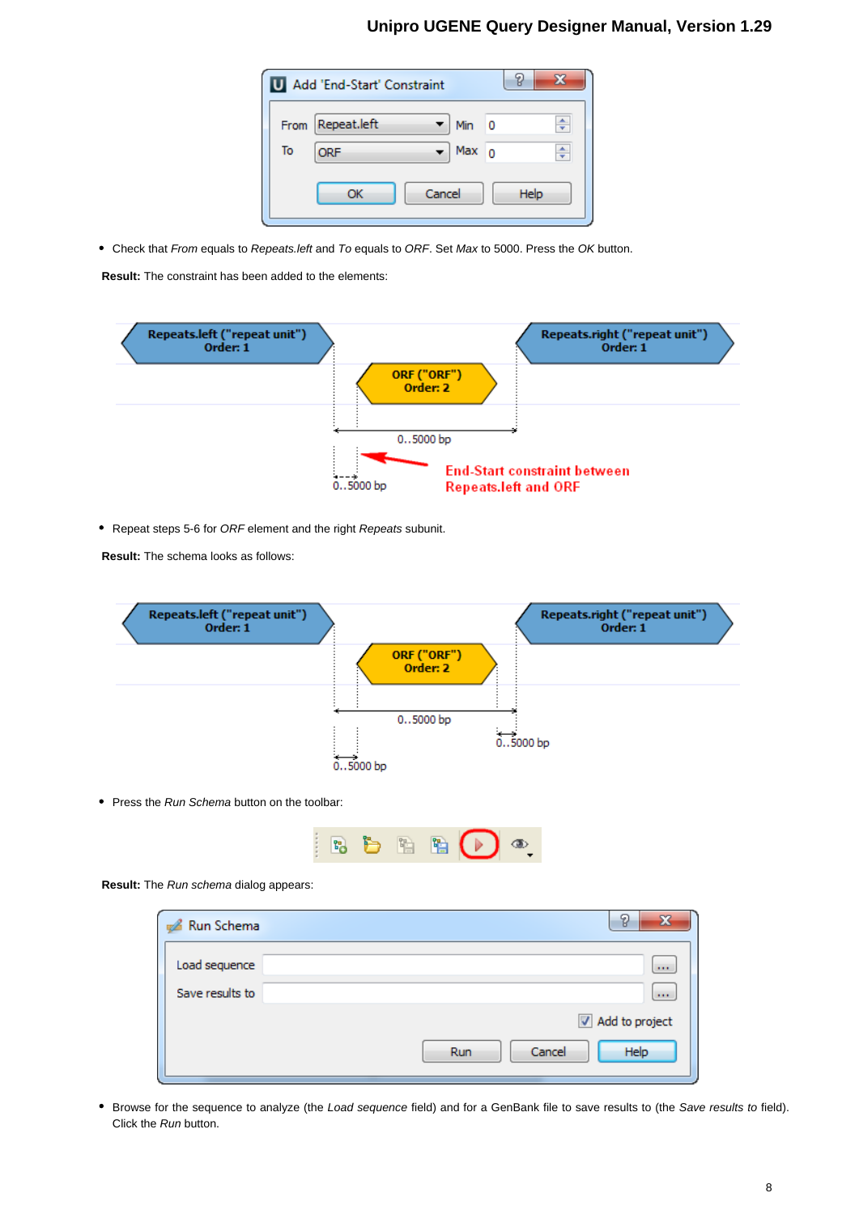- Check that *From* equals to *Repeats.left* and *To* equals to *ORF*. Set *Max* to 5000. Press the *OK* button.

**Result:** The constraint has been added to the elements:

- Repeat steps 5-6 for *ORF* element and the right *Repeats* subunit.

**Result:** The schema looks as follows:

- Press the *Run Schema* button on the toolbar:

**Result:** The *Run schema* dialog appears:

- Browse for the sequence to analyze (the *Load sequence* field) and for a GenBank file to save results to (the *Save results to* field). Click the *Run* button.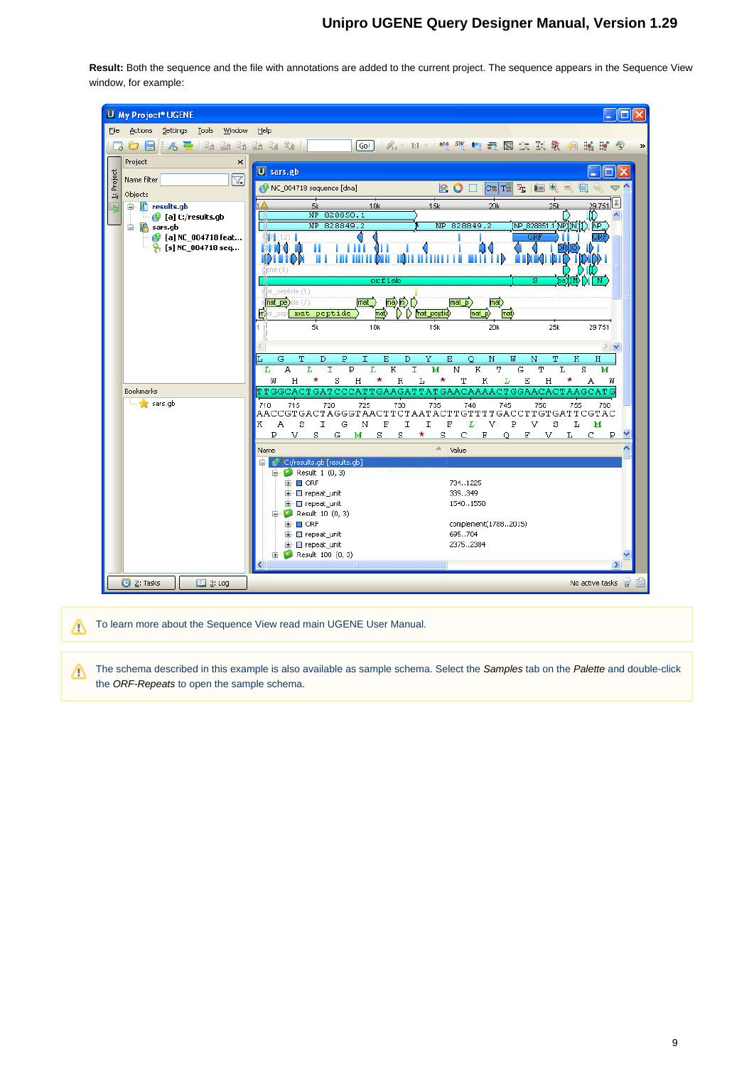**Result:** Both the sequence and the file with annotations are added to the current project. The sequence appears in the Sequence View window, for example:

To learn more about the Sequence View read main UGENE User Manual.

The schema described in this example is also available as sample schema. Select the *Samples* tab on the *Palette* and double-click the *ORF-Repeats* to open the sample schema.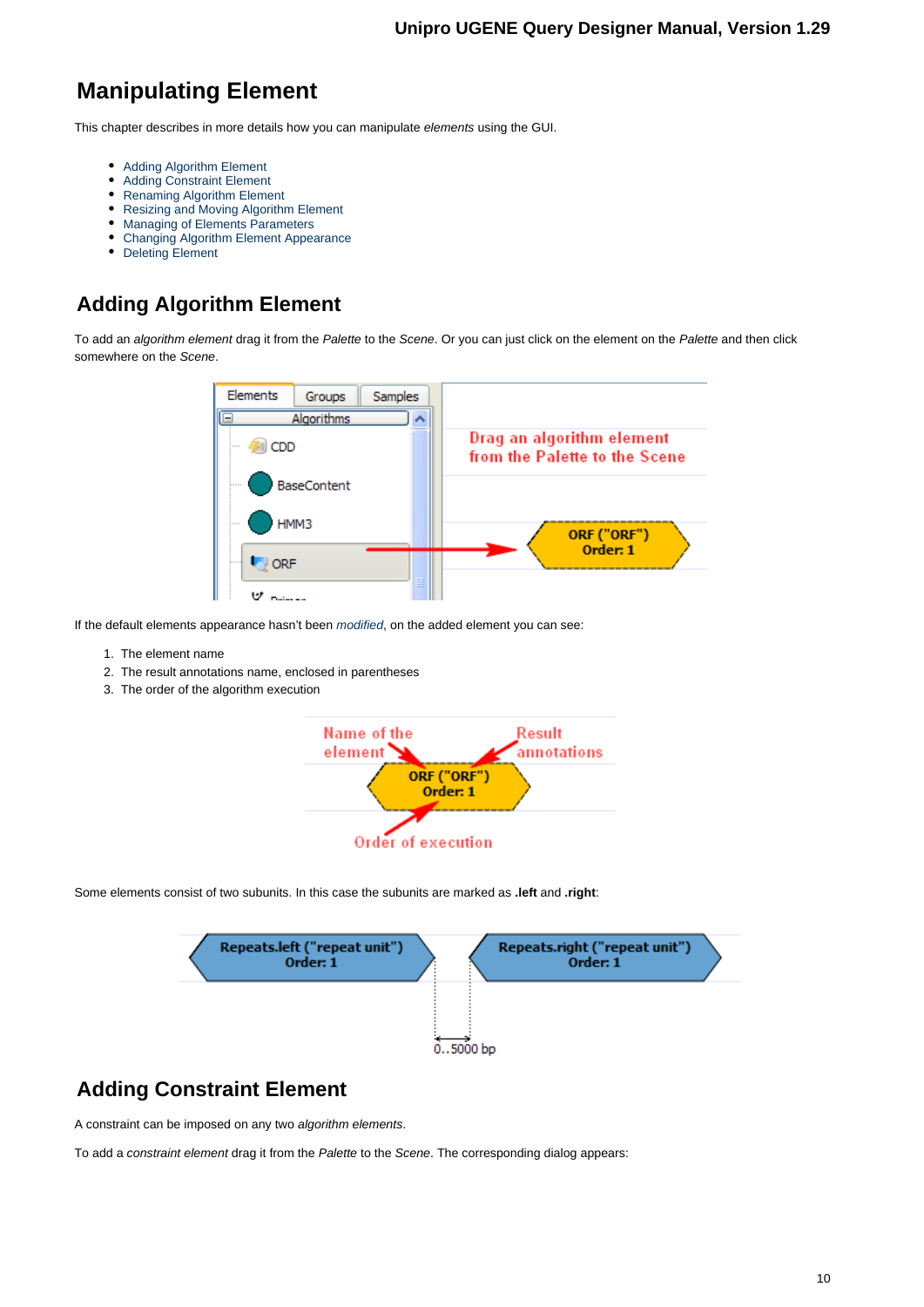# Manipulating Element

This chapter describes in more details how you can manipulate *elements* using the GUI.

- Adding Algorithm Element
- Adding Constraint Element
- Renaming Algorithm Element
- Resizing and Moving Algorithm Element
- Managing of Elements Parameters
- Changing Algorithm Element Appearance
- Deleting Element

## Adding Algorithm Element

To add an *algorithm element* drag it from the *Palette* to the *Scene*. Or you can just click on the element on the *Palette* and then click somewhere on the *Scene*.

If the default elements appearance hasn't been *modified*, on the added element you can see:

1. The element name
2. The result annotations name, enclosed in parentheses
3. The order of the algorithm execution

Some elements consist of two subunits. In this case the subunits are marked as **.left** and **.right**:

## Adding Constraint Element

A constraint can be imposed on any two *algorithm elements*.

To add a *constraint element* drag it from the *Palette* to the *Scene*. The corresponding dialog appears: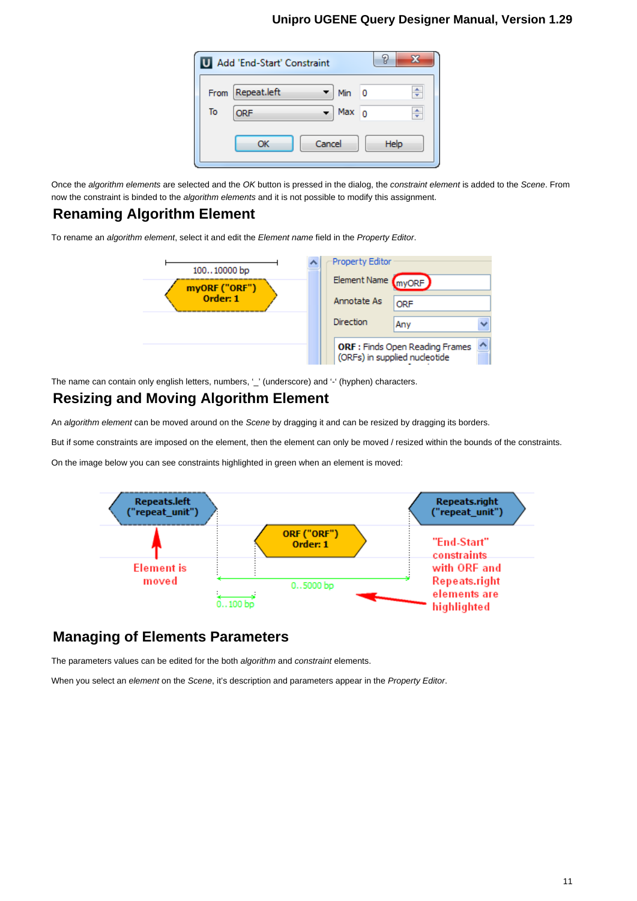Once the *algorithm elements* are selected and the *OK* button is pressed in the dialog, the *constraint element* is added to the *Scene*. From now the constraint is binded to the *algorithm elements* and it is not possible to modify this assignment.

## Renaming Algorithm Element

To rename an *algorithm element*, select it and edit the *Element name* field in the *Property Editor*.

The name can contain only english letters, numbers, '_' (underscore) and '-' (hyphen) characters.

## Resizing and Moving Algorithm Element

An *algorithm element* can be moved around on the *Scene* by dragging it and can be resized by dragging its borders.

But if some constraints are imposed on the element, then the element can only be moved / resized within the bounds of the constraints.

On the image below you can see constraints highlighted in green when an element is moved:

## Managing of Elements Parameters

The parameters values can be edited for the both *algorithm* and *constraint* elements.

When you select an *element* on the *Scene*, it's description and parameters appear in the *Property Editor*.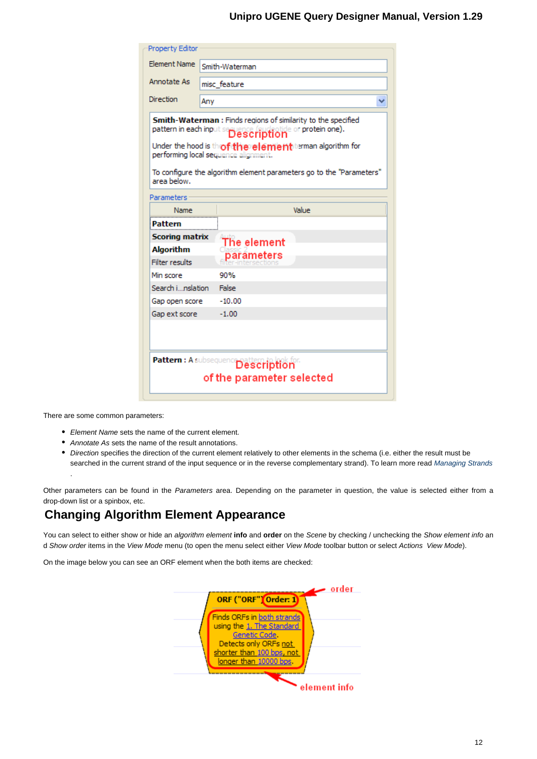There are some common parameters:

- *Element Name* sets the name of the current element.
- *Annotate As* sets the name of the result annotations.
- *Direction* specifies the direction of the current element relatively to other elements in the schema (i.e. either the result must be searched in the current strand of the input sequence or in the reverse complementary strand). To learn more read *Managing Strands*
.

Other parameters can be found in the *Parameters* area. Depending on the parameter in question, the value is selected either from a drop-down list or a spinbox, etc.

## Changing Algorithm Element Appearance

You can select to either show or hide an *algorithm element* **info** and **order** on the *Scene* by checking / unchecking the *Show element info* and *Show order* items in the *View Mode* menu (to open the menu select either *View Mode* toolbar button or select *Actions View Mode*).

On the image below you can see an ORF element when the both items are checked: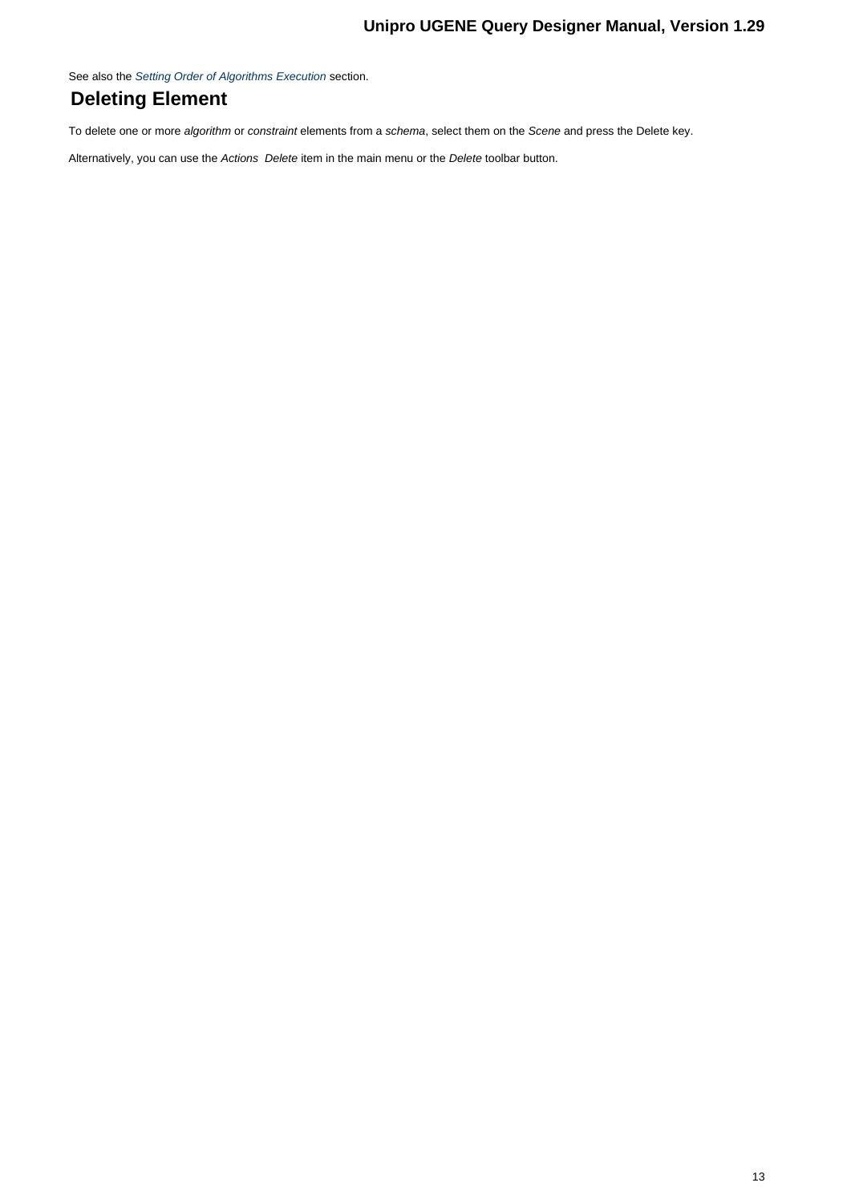See also the *Setting Order of Algorithms Execution* section.

## Deleting Element

To delete one or more *algorithm* or *constraint* elements from a *schema*, select them on the *Scene* and press the Delete key.

Alternatively, you can use the *Actions  Delete* item in the main menu or the *Delete* toolbar button.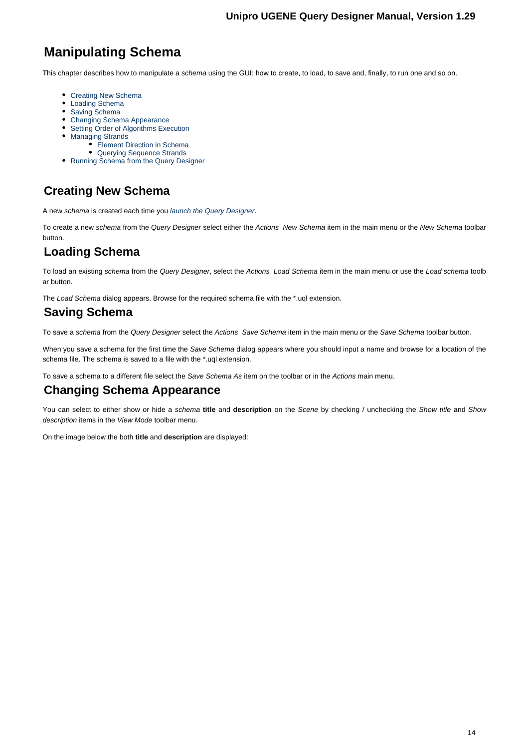# Manipulating Schema

This chapter describes how to manipulate a *schema* using the GUI: how to create, to load, to save and, finally, to run one and so on.

- Creating New Schema
- Loading Schema
- Saving Schema
- Changing Schema Appearance
- Setting Order of Algorithms Execution
- Managing Strands
    - Element Direction in Schema
    - Querying Sequence Strands
- Running Schema from the Query Designer

## Creating New Schema

A new *schema* is created each time you *launch the Query Designer*.

To create a new *schema* from the *Query Designer* select either the *Actions  New Schema* item in the main menu or the *New Schema* toolbar button.

## Loading Schema

To load an existing *schema* from the *Query Designer*, select the *Actions  Load Schema* item in the main menu or use the *Load schema* toolbar button.

The *Load Schema* dialog appears. Browse for the required schema file with the *.uql extension.

## Saving Schema

To save a *schema* from the *Query Designer* select the *Actions  Save Schema* item in the main menu or the *Save Schema* toolbar button.

When you save a schema for the first time the *Save Schema* dialog appears where you should input a name and browse for a location of the schema file. The schema is saved to a file with the *.uql extension.

To save a schema to a different file select the *Save Schema As* item on the toolbar or in the *Actions* main menu.

## Changing Schema Appearance

You can select to either show or hide a *schema* **title** and **description** on the *Scene* by checking / unchecking the *Show title* and *Show description* items in the *View Mode* toolbar menu.

On the image below the both **title** and **description** are displayed: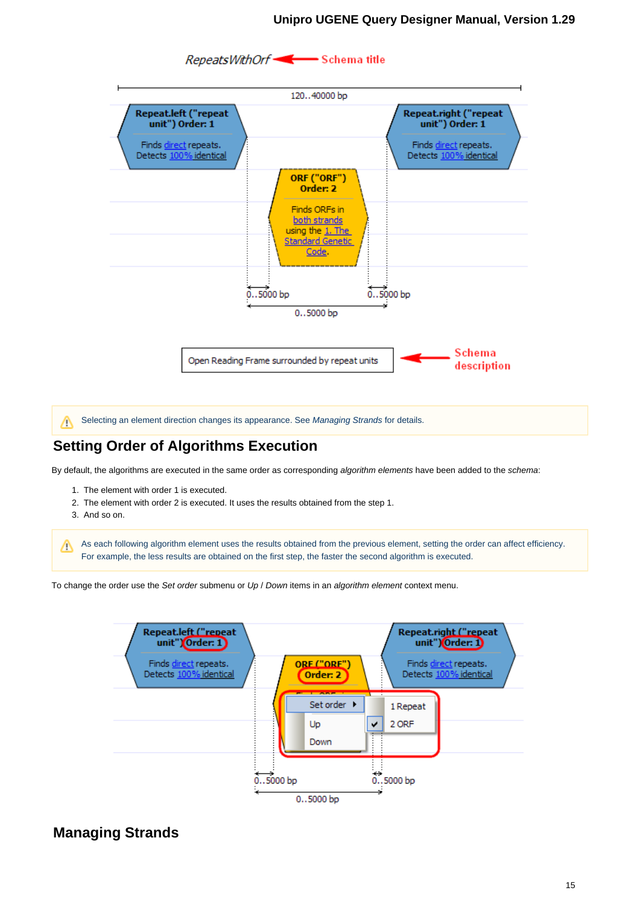> ⚠ Selecting an element direction changes its appearance. See *Managing Strands* for details.

## Setting Order of Algorithms Execution

By default, the algorithms are executed in the same order as corresponding *algorithm elements* have been added to the *schema*:

1. The element with order 1 is executed.
2. The element with order 2 is executed. It uses the results obtained from the step 1.
3. And so on.

> ⚠ As each following algorithm element uses the results obtained from the previous element, setting the order can affect efficiency. For example, the less results are obtained on the first step, the faster the second algorithm is executed.

To change the order use the *Set order* submenu or *Up* / *Down* items in an *algorithm element* context menu.

## Managing Strands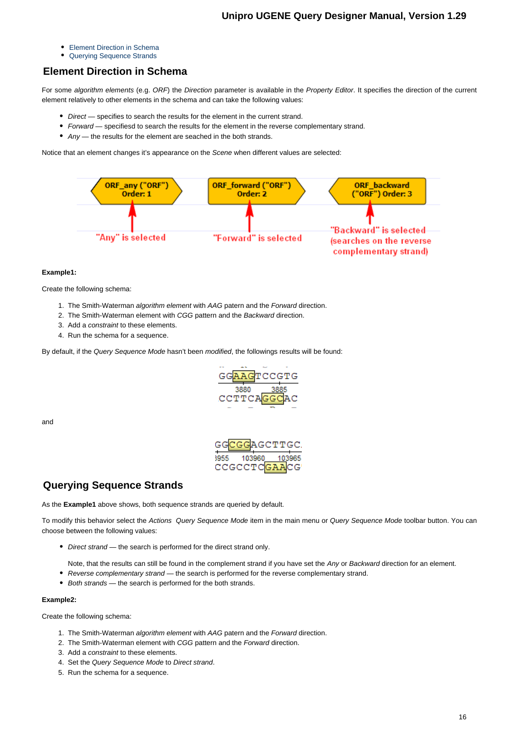- Element Direction in Schema
- Querying Sequence Strands

## Element Direction in Schema

For some *algorithm elements* (e.g. *ORF*) the *Direction* parameter is available in the *Property Editor*. It specifies the direction of the current element relatively to other elements in the schema and can take the following values:

- *Direct* — specifies to search the results for the element in the current strand.
- *Forward* — specifiesd to search the results for the element in the reverse complementary strand.
- *Any* — the results for the element are seached in the both strands.

Notice that an element changes it's appearance on the *Scene* when different values are selected:

**Example1:**

Create the following schema:

1. The Smith-Waterman *algorithm element* with *AAG* patern and the *Forward* direction.
2. The Smith-Waterman element with *CGG* pattern and the *Backward* direction.
3. Add a *constraint* to these elements.
4. Run the schema for a sequence.

By default, if the *Query Sequence Mode* hasn't been *modified*, the followings results will be found:

and

## Querying Sequence Strands

As the **Example1** above shows, both sequence strands are queried by default.

To modify this behavior select the *Actions* *Query Sequence Mode* item in the main menu or *Query Sequence Mode* toolbar button. You can choose between the following values:

- *Direct strand* — the search is performed for the direct strand only.

  Note, that the results can still be found in the complement strand if you have set the *Any* or *Backward* direction for an element.
- *Reverse complementary strand* — the search is performed for the reverse complementary strand.
- *Both strands* — the search is performed for the both strands.

**Example2:**

Create the following schema:

1. The Smith-Waterman *algorithm element* with *AAG* patern and the *Forward* direction.
2. The Smith-Waterman element with *CGG* pattern and the *Forward* direction.
3. Add a *constraint* to these elements.
4. Set the *Query Sequence Mode* to *Direct strand*.
5. Run the schema for a sequence.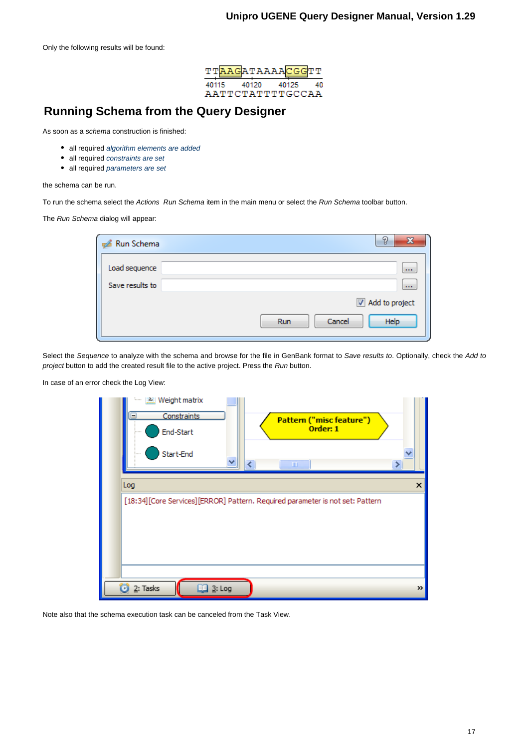Only the following results will be found:

## Running Schema from the Query Designer

As soon as a *schema* construction is finished:

- all required *algorithm elements are added*
- all required *constraints are set*
- all required *parameters are set*

the schema can be run.

To run the schema select the *Actions  Run Schema* item in the main menu or select the *Run Schema* toolbar button.

The *Run Schema* dialog will appear:

Select the *Sequence* to analyze with the schema and browse for the file in GenBank format to *Save results to*. Optionally, check the *Add to project* button to add the created result file to the active project. Press the *Run* button.

In case of an error check the Log View:

Note also that the schema execution task can be canceled from the Task View.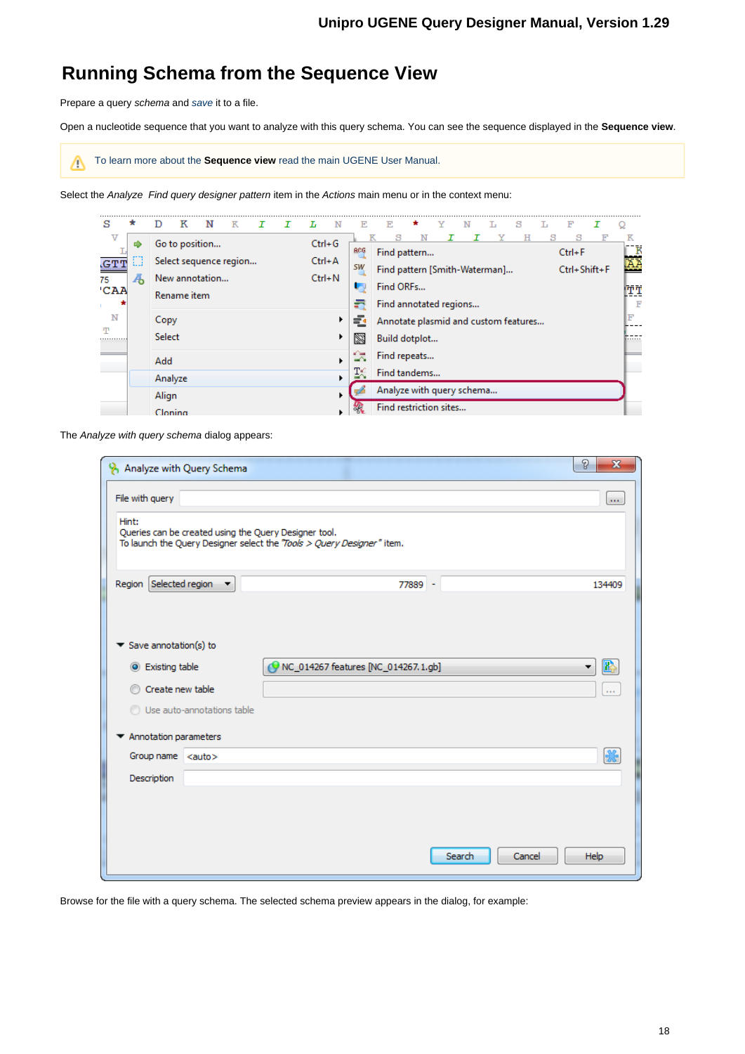# Running Schema from the Sequence View

Prepare a query *schema* and *save* it to a file.

Open a nucleotide sequence that you want to analyze with this query schema. You can see the sequence displayed in the **Sequence view**.

> To learn more about the **Sequence view** read the main UGENE User Manual.

Select the *Analyze Find query designer pattern* item in the *Actions* main menu or in the context menu:

The *Analyze with query schema* dialog appears:

Browse for the file with a query schema. The selected schema preview appears in the dialog, for example: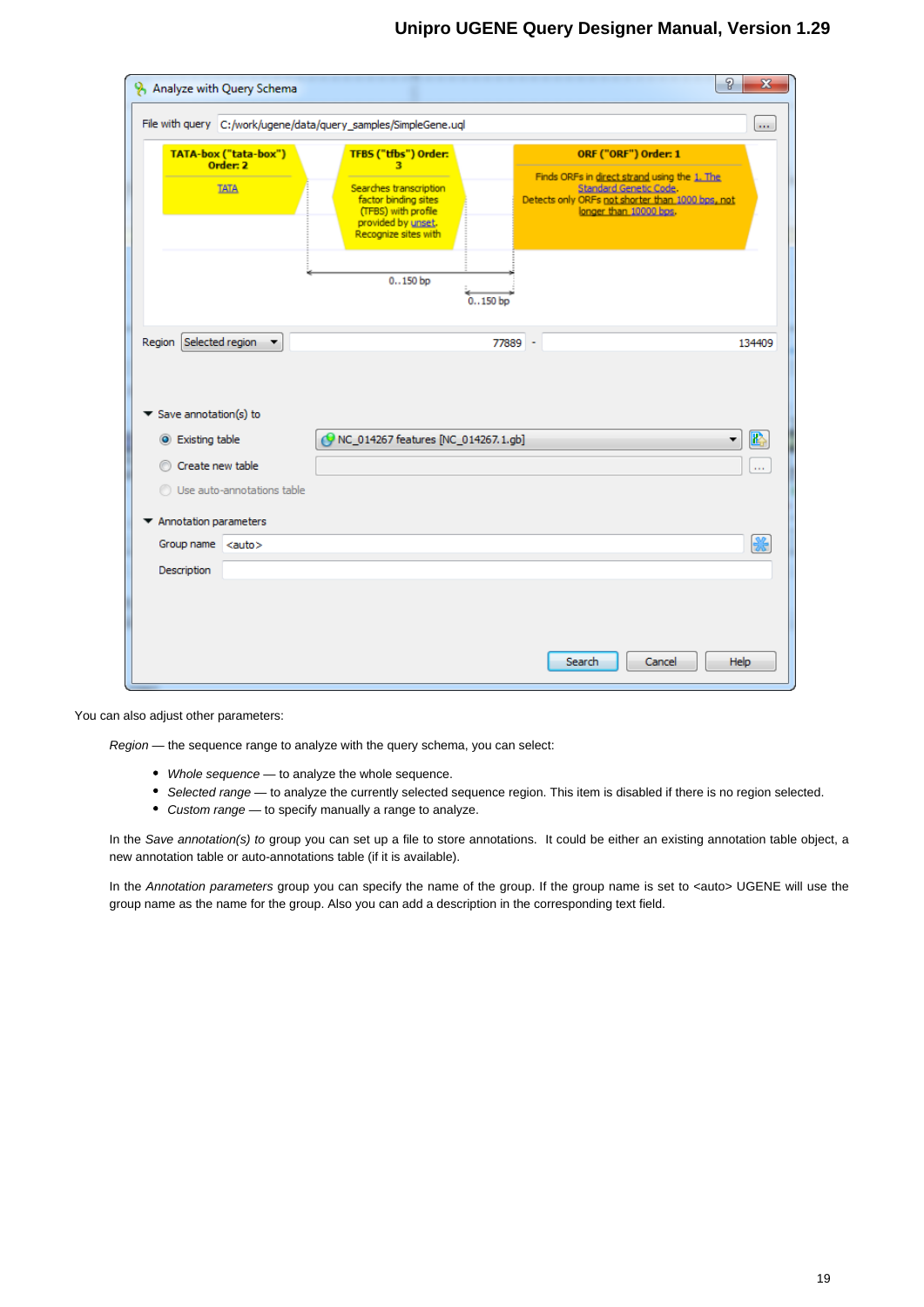You can also adjust other parameters:

*Region* — the sequence range to analyze with the query schema, you can select:

- *Whole sequence* — to analyze the whole sequence.
- *Selected range* — to analyze the currently selected sequence region. This item is disabled if there is no region selected.
- *Custom range* — to specify manually a range to analyze.

In the *Save annotation(s) to* group you can set up a file to store annotations. It could be either an existing annotation table object, a new annotation table or auto-annotations table (if it is available).

In the *Annotation parameters* group you can specify the name of the group. If the group name is set to <auto> UGENE will use the group name as the name for the group. Also you can add a description in the corresponding text field.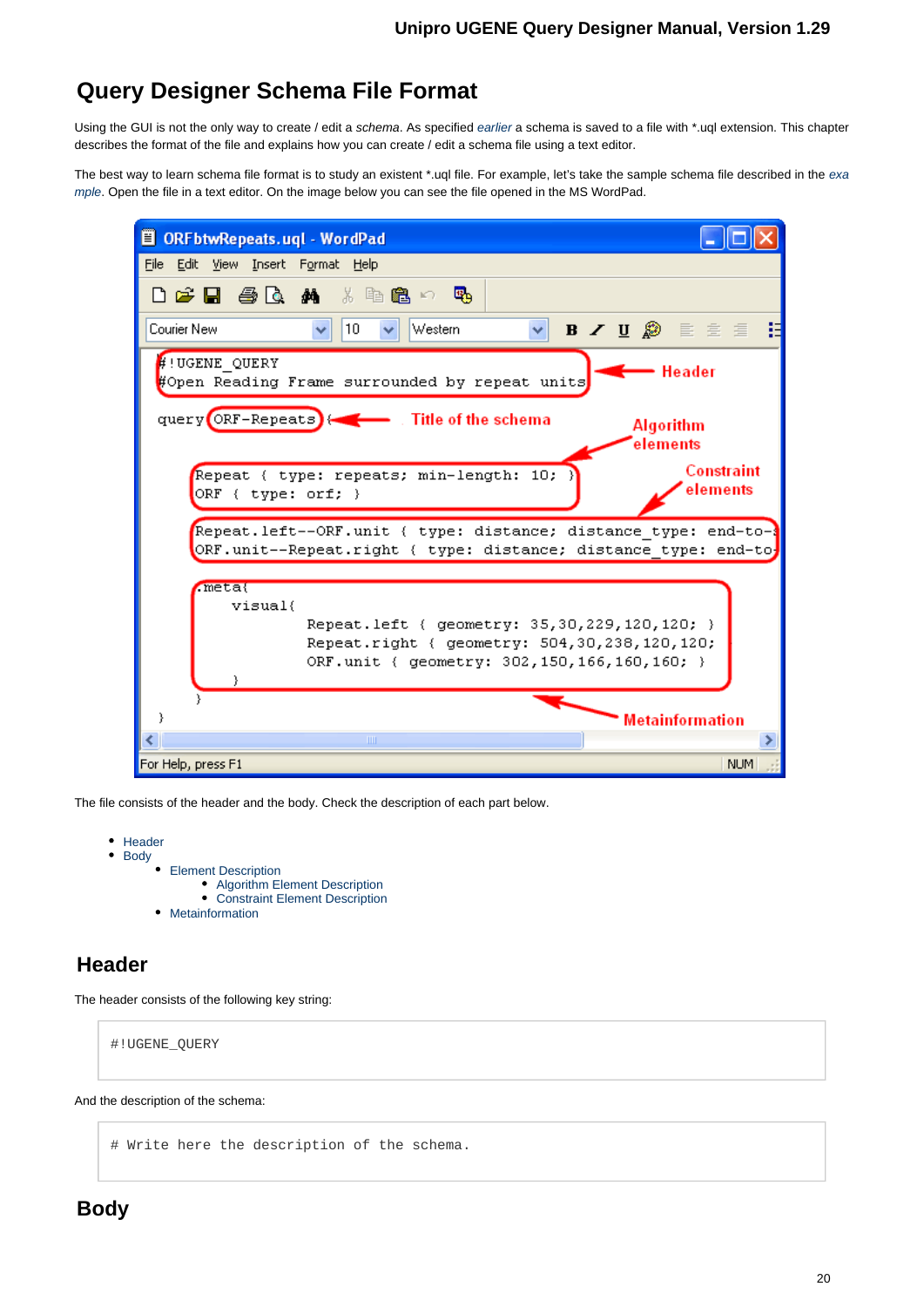# Query Designer Schema File Format

Using the GUI is not the only way to create / edit a *schema*. As specified *earlier* a schema is saved to a file with *.uql extension. This chapter describes the format of the file and explains how you can create / edit a schema file using a text editor.

The best way to learn schema file format is to study an existent *.uql file. For example, let's take the sample schema file described in the *example*. Open the file in a text editor. On the image below you can see the file opened in the MS WordPad.

The file consists of the header and the body. Check the description of each part below.

- Header
- Body
  - Element Description
    - Algorithm Element Description
    - Constraint Element Description
  - Metainformation

## Header

The header consists of the following key string:

```
#!UGENE_QUERY
```

And the description of the schema:

```
# Write here the description of the schema.
```

## Body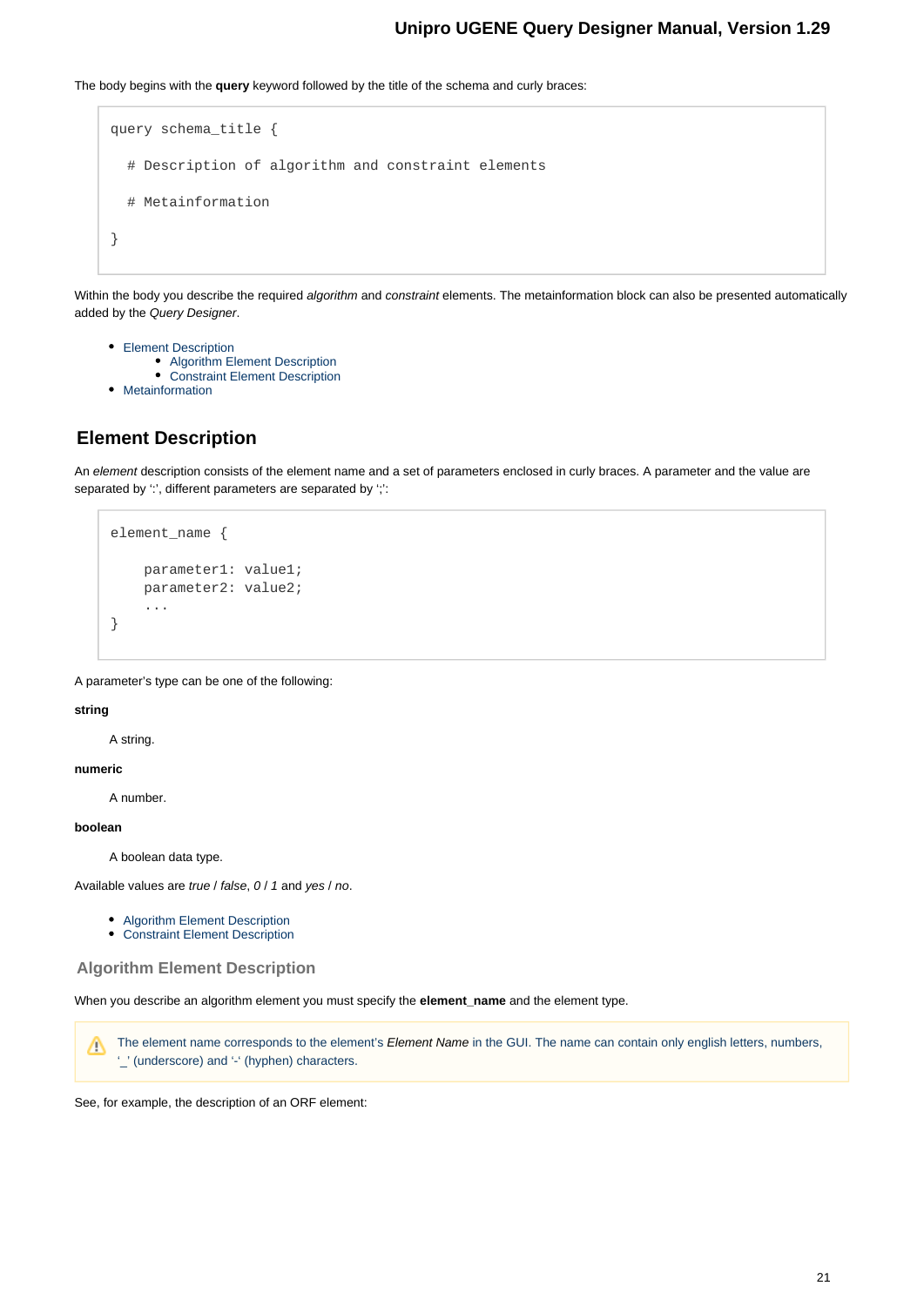The body begins with the **query** keyword followed by the title of the schema and curly braces:

```
query schema_title {

  # Description of algorithm and constraint elements

  # Metainformation

}
```

Within the body you describe the required *algorithm* and *constraint* elements. The metainformation block can also be presented automatically added by the *Query Designer*.

- Element Description
  - Algorithm Element Description
  - Constraint Element Description
- Metainformation

## Element Description

An *element* description consists of the element name and a set of parameters enclosed in curly braces. A parameter and the value are separated by ':', different parameters are separated by ';':

```
element_name {

    parameter1: value1;
    parameter2: value2;
    ...
}
```

A parameter's type can be one of the following:

**string**

A string.

**numeric**

A number.

**boolean**

A boolean data type.

Available values are *true* / *false*, *0* / *1* and *yes* / *no*.

- Algorithm Element Description
- Constraint Element Description

### Algorithm Element Description

When you describe an algorithm element you must specify the **element_name** and the element type.

> The element name corresponds to the element's *Element Name* in the GUI. The name can contain only english letters, numbers, '_' (underscore) and '-' (hyphen) characters.

See, for example, the description of an ORF element: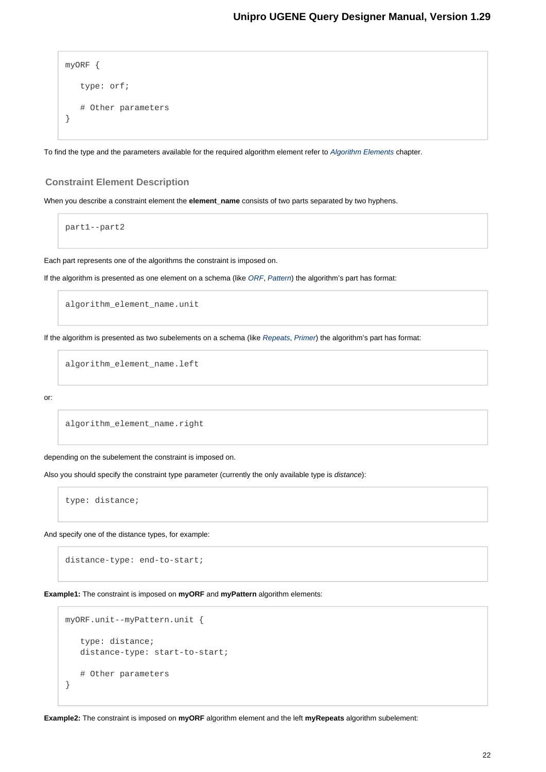```
myORF {

   type: orf;

   # Other parameters
}
```

To find the type and the parameters available for the required algorithm element refer to *Algorithm Elements* chapter.

### Constraint Element Description

When you describe a constraint element the **element_name** consists of two parts separated by two hyphens.

```
part1--part2
```

Each part represents one of the algorithms the constraint is imposed on.

If the algorithm is presented as one element on a schema (like *ORF*, *Pattern*) the algorithm's part has format:

```
algorithm_element_name.unit
```

If the algorithm is presented as two subelements on a schema (like *Repeats*, *Primer*) the algorithm's part has format:

```
algorithm_element_name.left
```

or:

```
algorithm_element_name.right
```

depending on the subelement the constraint is imposed on.

Also you should specify the constraint type parameter (currently the only available type is *distance*):

```
type: distance;
```

And specify one of the distance types, for example:

```
distance-type: end-to-start;
```

**Example1:** The constraint is imposed on **myORF** and **myPattern** algorithm elements:

```
myORF.unit--myPattern.unit {

   type: distance;
   distance-type: start-to-start;

   # Other parameters
}
```

**Example2:** The constraint is imposed on **myORF** algorithm element and the left **myRepeats** algorithm subelement: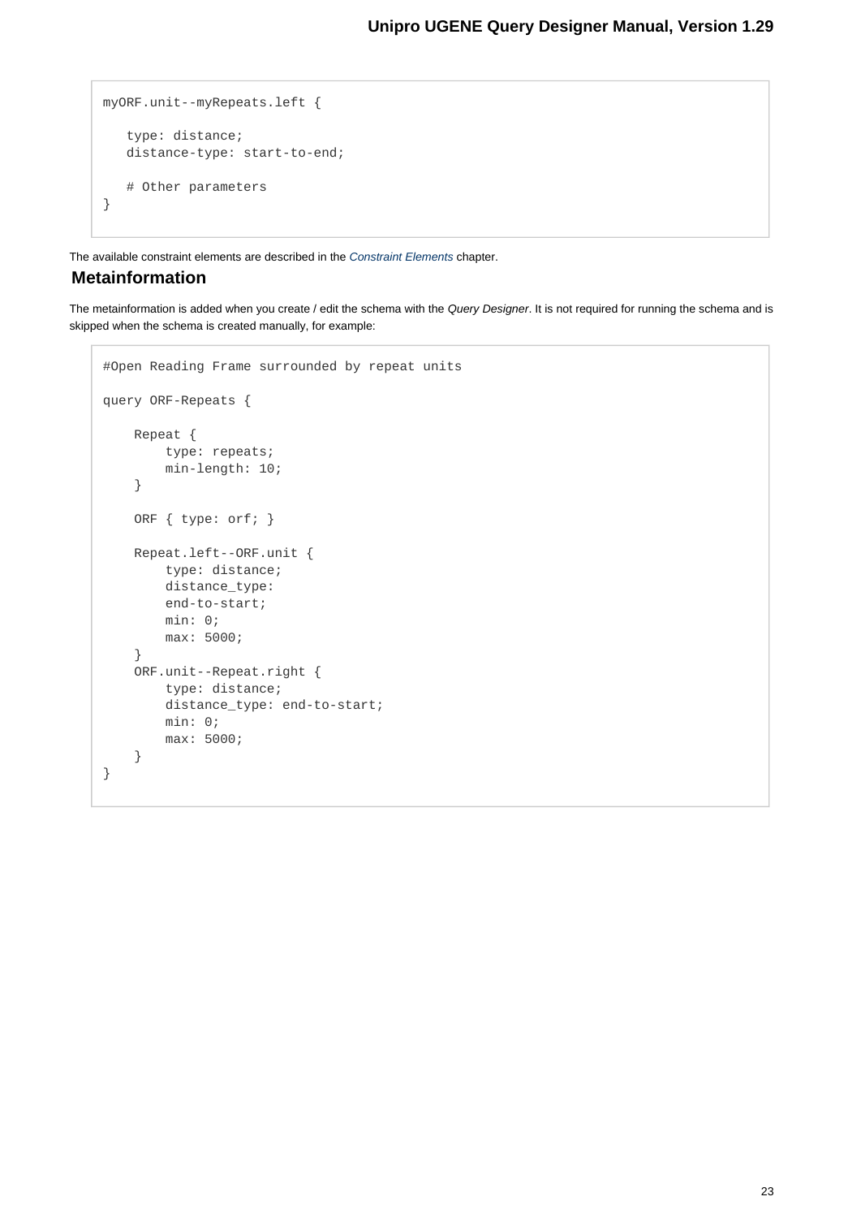```
myORF.unit--myRepeats.left {

   type: distance;
   distance-type: start-to-end;

   # Other parameters
}
```

The available constraint elements are described in the *Constraint Elements* chapter.

## Metainformation

The metainformation is added when you create / edit the schema with the *Query Designer*. It is not required for running the schema and is skipped when the schema is created manually, for example:

```
#Open Reading Frame surrounded by repeat units

query ORF-Repeats {

    Repeat {
        type: repeats;
        min-length: 10;
    }

    ORF { type: orf; }

    Repeat.left--ORF.unit {
        type: distance;
        distance_type:
        end-to-start;
        min: 0;
        max: 5000;
    }
    ORF.unit--Repeat.right {
        type: distance;
        distance_type: end-to-start;
        min: 0;
        max: 5000;
    }
}
```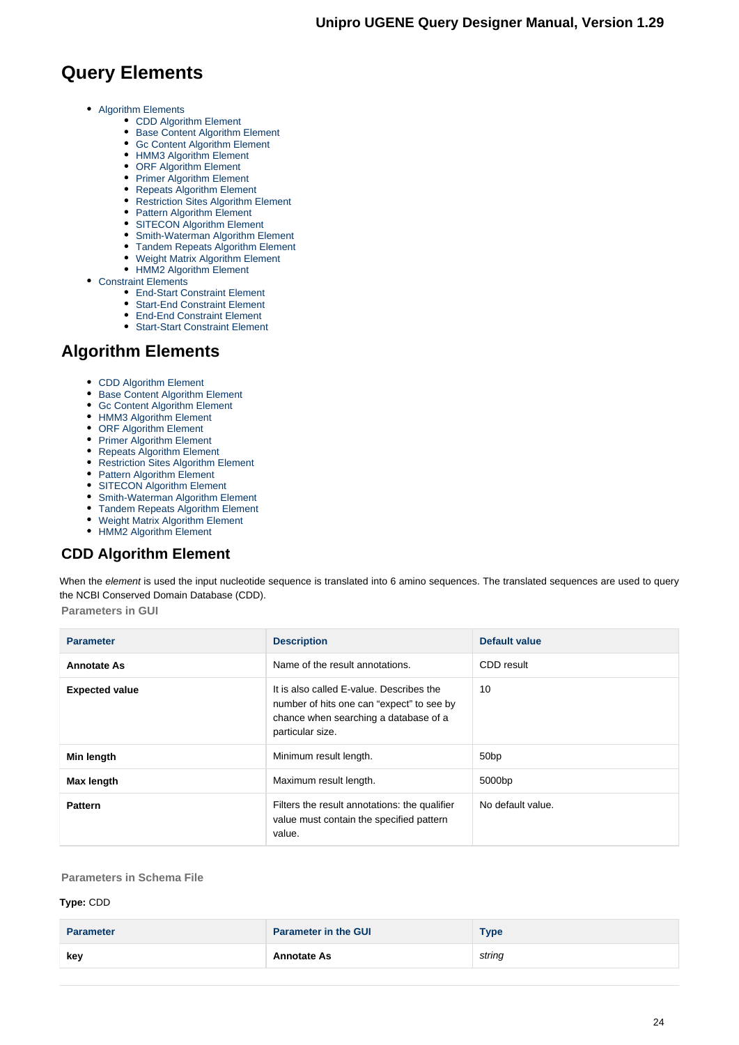# Query Elements

- Algorithm Elements
    - CDD Algorithm Element
    - Base Content Algorithm Element
    - Gc Content Algorithm Element
    - HMM3 Algorithm Element
    - ORF Algorithm Element
    - Primer Algorithm Element
    - Repeats Algorithm Element
    - Restriction Sites Algorithm Element
    - Pattern Algorithm Element
    - SITECON Algorithm Element
    - Smith-Waterman Algorithm Element
    - Tandem Repeats Algorithm Element
    - Weight Matrix Algorithm Element
    - HMM2 Algorithm Element
- Constraint Elements
    - End-Start Constraint Element
    - Start-End Constraint Element
    - End-End Constraint Element
    - Start-Start Constraint Element

## Algorithm Elements

- CDD Algorithm Element
- Base Content Algorithm Element
- Gc Content Algorithm Element
- HMM3 Algorithm Element
- ORF Algorithm Element
- Primer Algorithm Element
- Repeats Algorithm Element
- Restriction Sites Algorithm Element
- Pattern Algorithm Element
- SITECON Algorithm Element
- Smith-Waterman Algorithm Element
- Tandem Repeats Algorithm Element
- Weight Matrix Algorithm Element
- HMM2 Algorithm Element

### CDD Algorithm Element

When the *element* is used the input nucleotide sequence is translated into 6 amino sequences. The translated sequences are used to query the NCBI Conserved Domain Database (CDD).

**Parameters in GUI**

| Parameter | Description | Default value |
|---|---|---|
| **Annotate As** | Name of the result annotations. | CDD result |
| **Expected value** | It is also called E-value. Describes the number of hits one can "expect" to see by chance when searching a database of a particular size. | 10 |
| **Min length** | Minimum result length. | 50bp |
| **Max length** | Maximum result length. | 5000bp |
| **Pattern** | Filters the result annotations: the qualifier value must contain the specified pattern value. | No default value. |

**Parameters in Schema File**

**Type:** CDD

| Parameter | Parameter in the GUI | Type |
|---|---|---|
| **key** | **Annotate As** | *string* |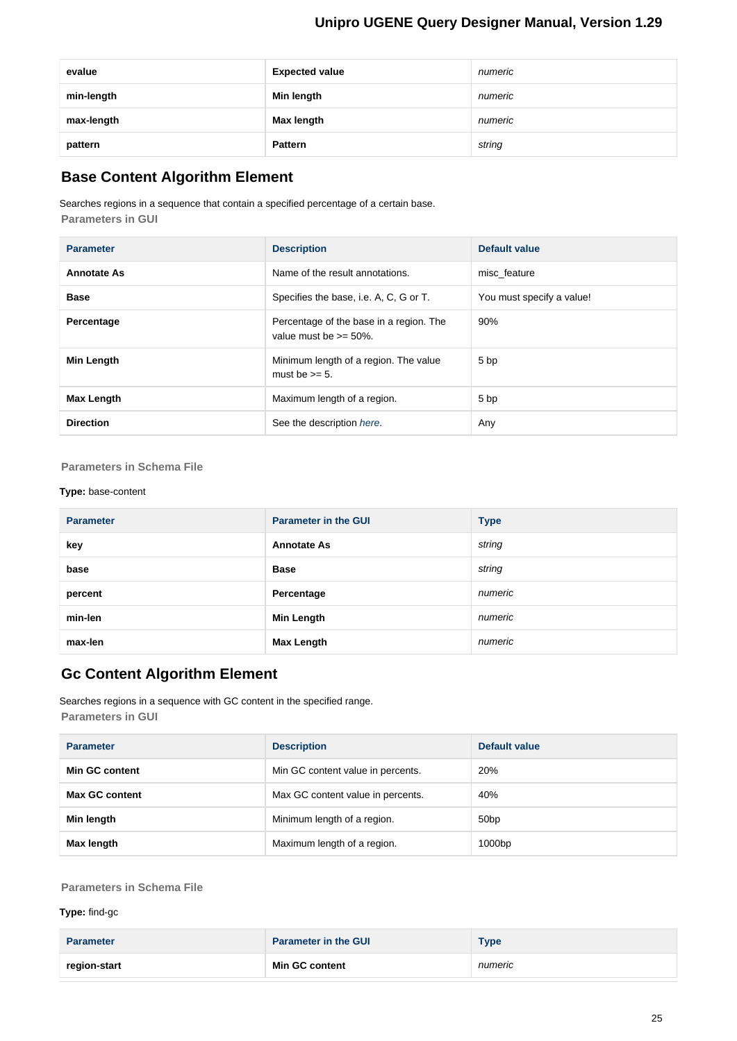| evalue | **Expected value** | *numeric* |
|---|---|---|
| **min-length** | **Min length** | *numeric* |
| **max-length** | **Max length** | *numeric* |
| **pattern** | **Pattern** | *string* |

## Base Content Algorithm Element

Searches regions in a sequence that contain a specified percentage of a certain base.

### Parameters in GUI

| Parameter | Description | Default value |
|---|---|---|
| **Annotate As** | Name of the result annotations. | misc_feature |
| **Base** | Specifies the base, i.e. A, C, G or T. | You must specify a value! |
| **Percentage** | Percentage of the base in a region. The value must be >= 50%. | 90% |
| **Min Length** | Minimum length of a region. The value must be >= 5. | 5 bp |
| **Max Length** | Maximum length of a region. | 5 bp |
| **Direction** | See the description *here*. | Any |

### Parameters in Schema File

**Type:** base-content

| Parameter | Parameter in the GUI | Type |
|---|---|---|
| **key** | **Annotate As** | *string* |
| **base** | **Base** | *string* |
| **percent** | **Percentage** | *numeric* |
| **min-len** | **Min Length** | *numeric* |
| **max-len** | **Max Length** | *numeric* |

## Gc Content Algorithm Element

Searches regions in a sequence with GC content in the specified range.

### Parameters in GUI

| Parameter | Description | Default value |
|---|---|---|
| **Min GC content** | Min GC content value in percents. | 20% |
| **Max GC content** | Max GC content value in percents. | 40% |
| **Min length** | Minimum length of a region. | 50bp |
| **Max length** | Maximum length of a region. | 1000bp |

### Parameters in Schema File

**Type:** find-gc

| Parameter | Parameter in the GUI | Type |
|---|---|---|
| **region-start** | **Min GC content** | *numeric* |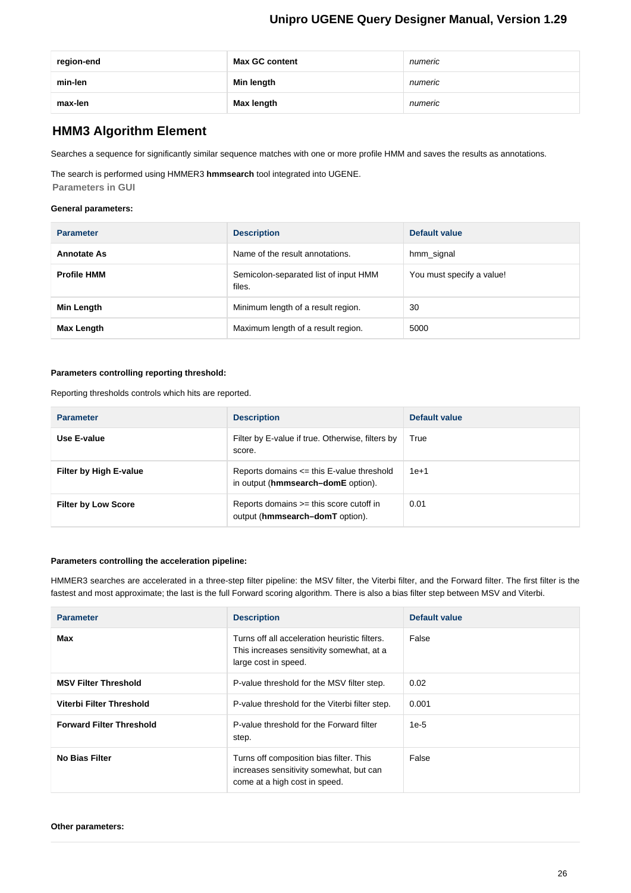| region-end | Max GC content | *numeric* |
| --- | --- | --- |
| min-len | Min length | *numeric* |
| max-len | Max length | *numeric* |

## HMM3 Algorithm Element

Searches a sequence for significantly similar sequence matches with one or more profile HMM and saves the results as annotations.

The search is performed using HMMER3 **hmmsearch** tool integrated into UGENE.

### Parameters in GUI

**General parameters:**

| Parameter | Description | Default value |
| --- | --- | --- |
| **Annotate As** | Name of the result annotations. | hmm_signal |
| **Profile HMM** | Semicolon-separated list of input HMM files. | You must specify a value! |
| **Min Length** | Minimum length of a result region. | 30 |
| **Max Length** | Maximum length of a result region. | 5000 |

**Parameters controlling reporting threshold:**

Reporting thresholds controls which hits are reported.

| Parameter | Description | Default value |
| --- | --- | --- |
| **Use E-value** | Filter by E-value if true. Otherwise, filters by score. | True |
| **Filter by High E-value** | Reports domains <= this E-value threshold in output (**hmmsearch–domE** option). | 1e+1 |
| **Filter by Low Score** | Reports domains >= this score cutoff in output (**hmmsearch–domT** option). | 0.01 |

**Parameters controlling the acceleration pipeline:**

HMMER3 searches are accelerated in a three-step filter pipeline: the MSV filter, the Viterbi filter, and the Forward filter. The first filter is the fastest and most approximate; the last is the full Forward scoring algorithm. There is also a bias filter step between MSV and Viterbi.

| Parameter | Description | Default value |
| --- | --- | --- |
| **Max** | Turns off all acceleration heuristic filters. This increases sensitivity somewhat, at a large cost in speed. | False |
| **MSV Filter Threshold** | P-value threshold for the MSV filter step. | 0.02 |
| **Viterbi Filter Threshold** | P-value threshold for the Viterbi filter step. | 0.001 |
| **Forward Filter Threshold** | P-value threshold for the Forward filter step. | 1e-5 |
| **No Bias Filter** | Turns off composition bias filter. This increases sensitivity somewhat, but can come at a high cost in speed. | False |

**Other parameters:**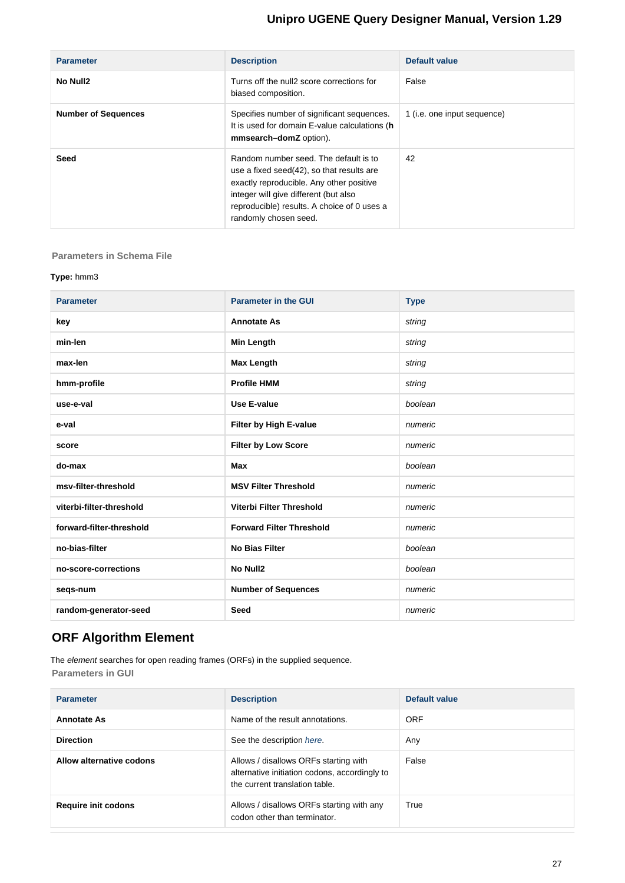| Parameter | Description | Default value |
|---|---|---|
| **No Null2** | Turns off the null2 score corrections for biased composition. | False |
| **Number of Sequences** | Specifies number of significant sequences. It is used for domain E-value calculations (**h mmsearch–domZ** option). | 1 (i.e. one input sequence) |
| **Seed** | Random number seed. The default is to use a fixed seed(42), so that results are exactly reproducible. Any other positive integer will give different (but also reproducible) results. A choice of 0 uses a randomly chosen seed. | 42 |

#### Parameters in Schema File

**Type:** hmm3

| Parameter | Parameter in the GUI | Type |
|---|---|---|
| **key** | **Annotate As** | *string* |
| **min-len** | **Min Length** | *string* |
| **max-len** | **Max Length** | *string* |
| **hmm-profile** | **Profile HMM** | *string* |
| **use-e-val** | **Use E-value** | *boolean* |
| **e-val** | **Filter by High E-value** | *numeric* |
| **score** | **Filter by Low Score** | *numeric* |
| **do-max** | **Max** | *boolean* |
| **msv-filter-threshold** | **MSV Filter Threshold** | *numeric* |
| **viterbi-filter-threshold** | **Viterbi Filter Threshold** | *numeric* |
| **forward-filter-threshold** | **Forward Filter Threshold** | *numeric* |
| **no-bias-filter** | **No Bias Filter** | *boolean* |
| **no-score-corrections** | **No Null2** | *boolean* |
| **seqs-num** | **Number of Sequences** | *numeric* |
| **random-generator-seed** | **Seed** | *numeric* |

## ORF Algorithm Element

The *element* searches for open reading frames (ORFs) in the supplied sequence.

#### Parameters in GUI

| Parameter | Description | Default value |
|---|---|---|
| **Annotate As** | Name of the result annotations. | ORF |
| **Direction** | See the description *here*. | Any |
| **Allow alternative codons** | Allows / disallows ORFs starting with alternative initiation codons, accordingly to the current translation table. | False |
| **Require init codons** | Allows / disallows ORFs starting with any codon other than terminator. | True |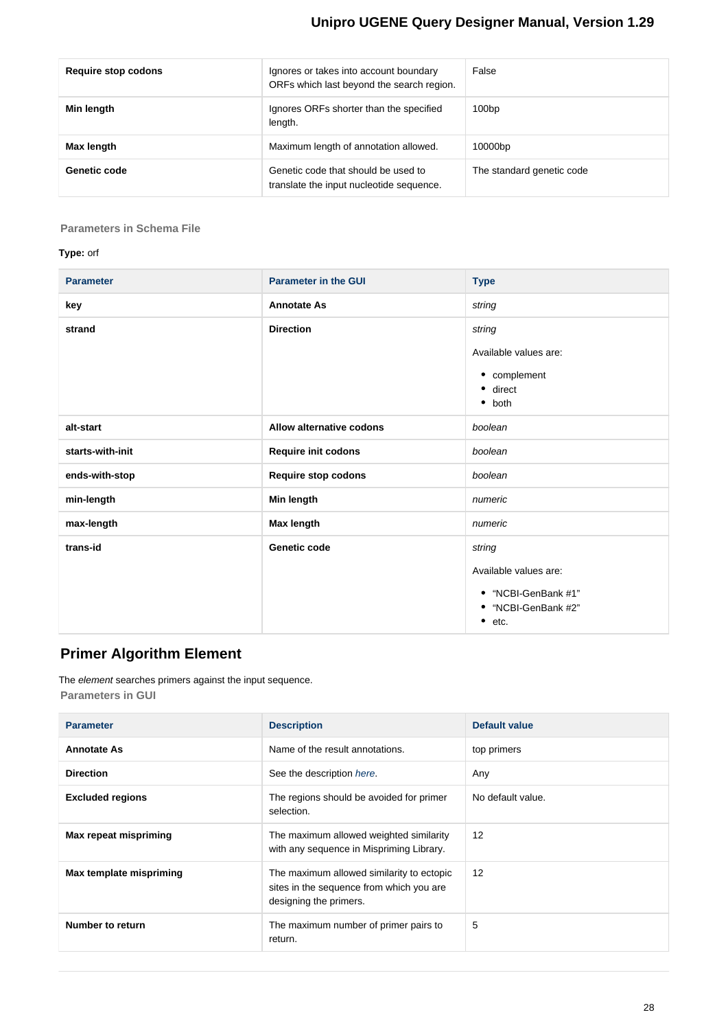| Require stop codons | Ignores or takes into account boundary ORFs which last beyond the search region. | False |
|---|---|---|
| Min length | Ignores ORFs shorter than the specified length. | 100bp |
| Max length | Maximum length of annotation allowed. | 10000bp |
| Genetic code | Genetic code that should be used to translate the input nucleotide sequence. | The standard genetic code |

#### Parameters in Schema File

**Type:** orf

| Parameter | Parameter in the GUI | Type |
|---|---|---|
| **key** | **Annotate As** | *string* |
| **strand** | **Direction** | *string*<br><br>Available values are:<br><br>• complement<br>• direct<br>• both |
| **alt-start** | **Allow alternative codons** | *boolean* |
| **starts-with-init** | **Require init codons** | *boolean* |
| **ends-with-stop** | **Require stop codons** | *boolean* |
| **min-length** | **Min length** | *numeric* |
| **max-length** | **Max length** | *numeric* |
| **trans-id** | **Genetic code** | *string*<br><br>Available values are:<br><br>• “NCBI-GenBank #1”<br>• “NCBI-GenBank #2”<br>• etc. |

## Primer Algorithm Element

The *element* searches primers against the input sequence.

#### Parameters in GUI

| Parameter | Description | Default value |
|---|---|---|
| **Annotate As** | Name of the result annotations. | top primers |
| **Direction** | See the description *here*. | Any |
| **Excluded regions** | The regions should be avoided for primer selection. | No default value. |
| **Max repeat mispriming** | The maximum allowed weighted similarity with any sequence in Mispriming Library. | 12 |
| **Max template mispriming** | The maximum allowed similarity to ectopic sites in the sequence from which you are designing the primers. | 12 |
| **Number to return** | The maximum number of primer pairs to return. | 5 |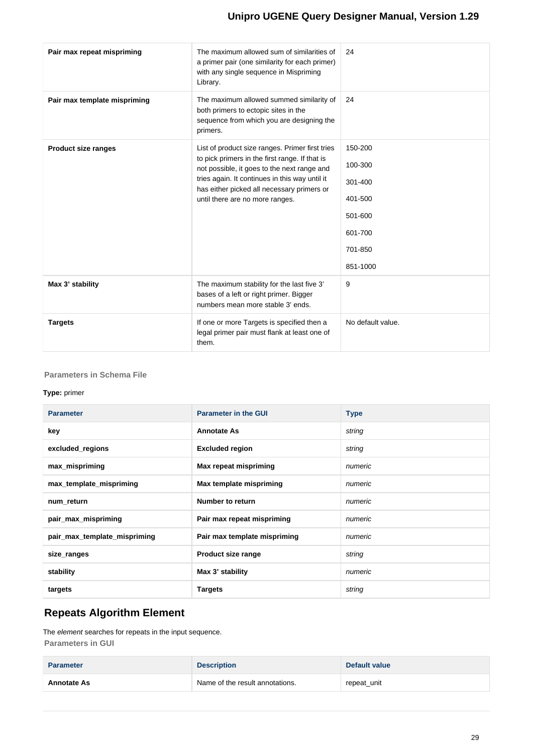| | | |
|---|---|---|
| **Pair max repeat mispriming** | The maximum allowed sum of similarities of a primer pair (one similarity for each primer) with any single sequence in Mispriming Library. | 24 |
| **Pair max template mispriming** | The maximum allowed summed similarity of both primers to ectopic sites in the sequence from which you are designing the primers. | 24 |
| **Product size ranges** | List of product size ranges. Primer first tries to pick primers in the first range. If that is not possible, it goes to the next range and tries again. It continues in this way until it has either picked all necessary primers or until there are no more ranges. | 150-200<br>100-300<br>301-400<br>401-500<br>501-600<br>601-700<br>701-850<br>851-1000 |
| **Max 3' stability** | The maximum stability for the last five 3' bases of a left or right primer. Bigger numbers mean more stable 3' ends. | 9 |
| **Targets** | If one or more Targets is specified then a legal primer pair must flank at least one of them. | No default value. |

#### Parameters in Schema File

**Type:** primer

| Parameter | Parameter in the GUI | Type |
|---|---|---|
| **key** | **Annotate As** | *string* |
| **excluded_regions** | **Excluded region** | *string* |
| **max_mispriming** | **Max repeat mispriming** | *numeric* |
| **max_template_mispriming** | **Max template mispriming** | *numeric* |
| **num_return** | **Number to return** | *numeric* |
| **pair_max_mispriming** | **Pair max repeat mispriming** | *numeric* |
| **pair_max_template_mispriming** | **Pair max template mispriming** | *numeric* |
| **size_ranges** | **Product size range** | *string* |
| **stability** | **Max 3' stability** | *numeric* |
| **targets** | **Targets** | *string* |

## Repeats Algorithm Element

The *element* searches for repeats in the input sequence.

#### Parameters in GUI

| Parameter | Description | Default value |
|---|---|---|
| **Annotate As** | Name of the result annotations. | repeat_unit |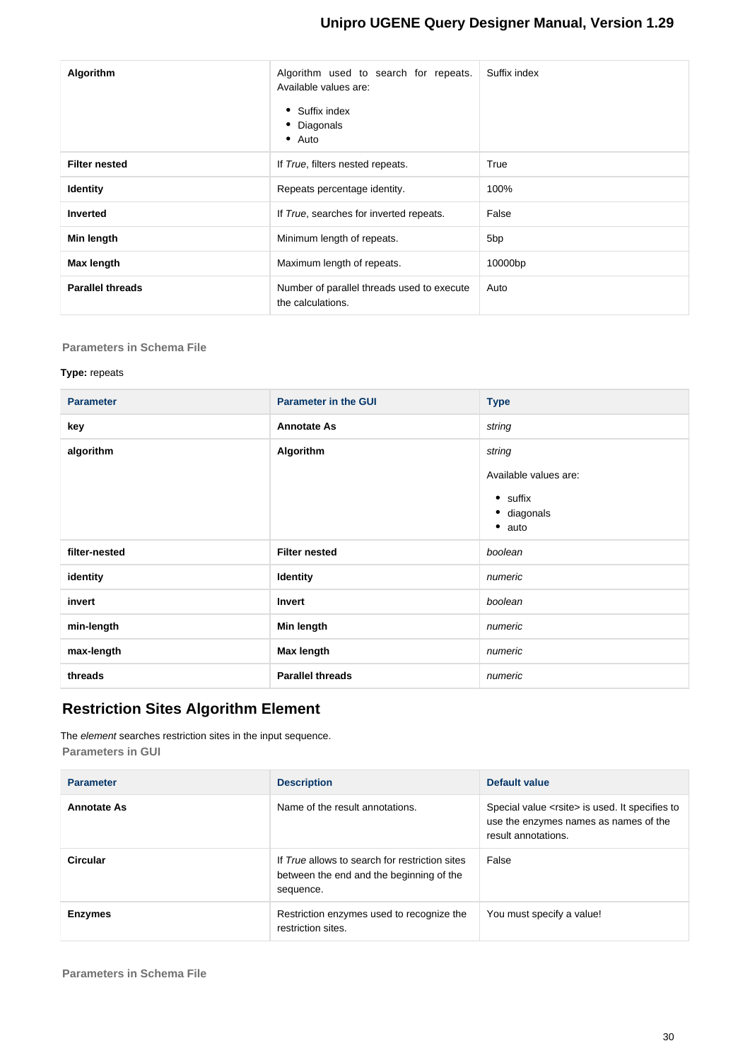| Algorithm | Algorithm used to search for repeats. Available values are:<br>• Suffix index<br>• Diagonals<br>• Auto | Suffix index |
|---|---|---|
| **Filter nested** | If *True*, filters nested repeats. | True |
| **Identity** | Repeats percentage identity. | 100% |
| **Inverted** | If *True*, searches for inverted repeats. | False |
| **Min length** | Minimum length of repeats. | 5bp |
| **Max length** | Maximum length of repeats. | 10000bp |
| **Parallel threads** | Number of parallel threads used to execute the calculations. | Auto |

#### Parameters in Schema File

**Type:** repeats

| Parameter | Parameter in the GUI | Type |
|---|---|---|
| **key** | **Annotate As** | *string* |
| **algorithm** | **Algorithm** | *string*<br>Available values are:<br>• suffix<br>• diagonals<br>• auto |
| **filter-nested** | **Filter nested** | *boolean* |
| **identity** | **Identity** | *numeric* |
| **invert** | **Invert** | *boolean* |
| **min-length** | **Min length** | *numeric* |
| **max-length** | **Max length** | *numeric* |
| **threads** | **Parallel threads** | *numeric* |

## Restriction Sites Algorithm Element

The *element* searches restriction sites in the input sequence.

#### Parameters in GUI

| Parameter | Description | Default value |
|---|---|---|
| **Annotate As** | Name of the result annotations. | Special value <rsite> is used. It specifies to use the enzymes names as names of the result annotations. |
| **Circular** | If *True* allows to search for restriction sites between the end and the beginning of the sequence. | False |
| **Enzymes** | Restriction enzymes used to recognize the restriction sites. | You must specify a value! |

#### Parameters in Schema File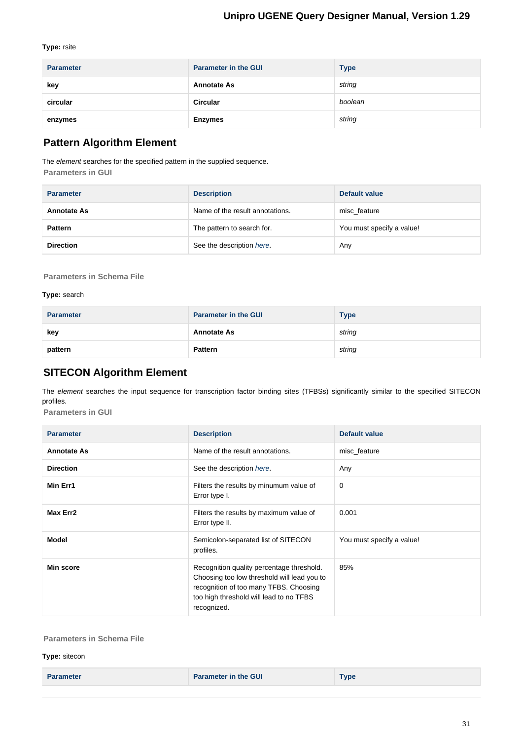**Type:** rsite

| Parameter | Parameter in the GUI | Type |
| --- | --- | --- |
| **key** | **Annotate As** | *string* |
| **circular** | **Circular** | *boolean* |
| **enzymes** | **Enzymes** | *string* |

## Pattern Algorithm Element

The *element* searches for the specified pattern in the supplied sequence.

### Parameters in GUI

| Parameter | Description | Default value |
| --- | --- | --- |
| **Annotate As** | Name of the result annotations. | misc_feature |
| **Pattern** | The pattern to search for. | You must specify a value! |
| **Direction** | See the description *here.* | Any |

### Parameters in Schema File

**Type:** search

| Parameter | Parameter in the GUI | Type |
| --- | --- | --- |
| **key** | **Annotate As** | *string* |
| **pattern** | **Pattern** | *string* |

## SITECON Algorithm Element

The *element* searches the input sequence for transcription factor binding sites (TFBSs) significantly similar to the specified SITECON profiles.

### Parameters in GUI

| Parameter | Description | Default value |
| --- | --- | --- |
| **Annotate As** | Name of the result annotations. | misc_feature |
| **Direction** | See the description *here.* | Any |
| **Min Err1** | Filters the results by minumum value of Error type I. | 0 |
| **Max Err2** | Filters the results by maximum value of Error type II. | 0.001 |
| **Model** | Semicolon-separated list of SITECON profiles. | You must specify a value! |
| **Min score** | Recognition quality percentage threshold. Choosing too low threshold will lead you to recognition of too many TFBS. Choosing too high threshold will lead to no TFBS recognized. | 85% |

### Parameters in Schema File

**Type:** sitecon

| Parameter | Parameter in the GUI | Type |
| --- | --- | --- |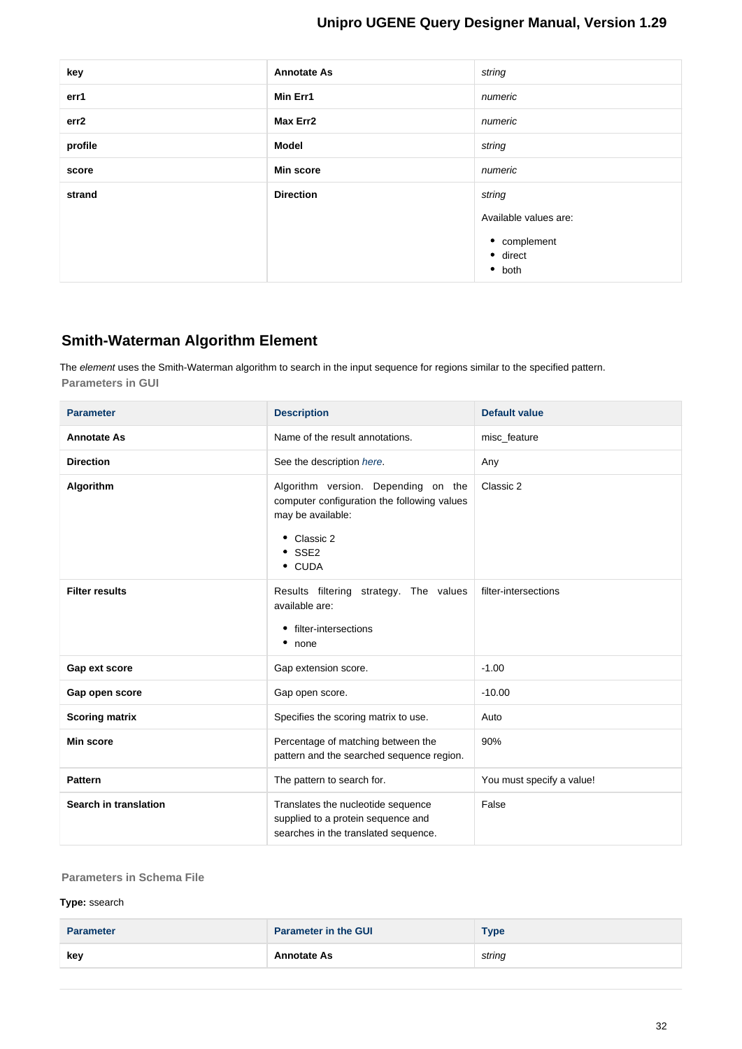| key | Annotate As | *string* |
|---|---|---|
| err1 | Min Err1 | *numeric* |
| err2 | Max Err2 | *numeric* |
| profile | Model | *string* |
| score | Min score | *numeric* |
| strand | Direction | *string*<br><br>Available values are:<br><br>• complement<br>• direct<br>• both |

## Smith-Waterman Algorithm Element

The *element* uses the Smith-Waterman algorithm to search in the input sequence for regions similar to the specified pattern.

### Parameters in GUI

| Parameter | Description | Default value |
|---|---|---|
| **Annotate As** | Name of the result annotations. | misc_feature |
| **Direction** | See the description *here*. | Any |
| **Algorithm** | Algorithm version. Depending on the computer configuration the following values may be available:<br><br>• Classic 2<br>• SSE2<br>• CUDA | Classic 2 |
| **Filter results** | Results filtering strategy. The values available are:<br><br>• filter-intersections<br>• none | filter-intersections |
| **Gap ext score** | Gap extension score. | -1.00 |
| **Gap open score** | Gap open score. | -10.00 |
| **Scoring matrix** | Specifies the scoring matrix to use. | Auto |
| **Min score** | Percentage of matching between the pattern and the searched sequence region. | 90% |
| **Pattern** | The pattern to search for. | You must specify a value! |
| **Search in translation** | Translates the nucleotide sequence supplied to a protein sequence and searches in the translated sequence. | False |

### Parameters in Schema File

**Type:** ssearch

| Parameter | Parameter in the GUI | Type |
|---|---|---|
| **key** | **Annotate As** | *string* |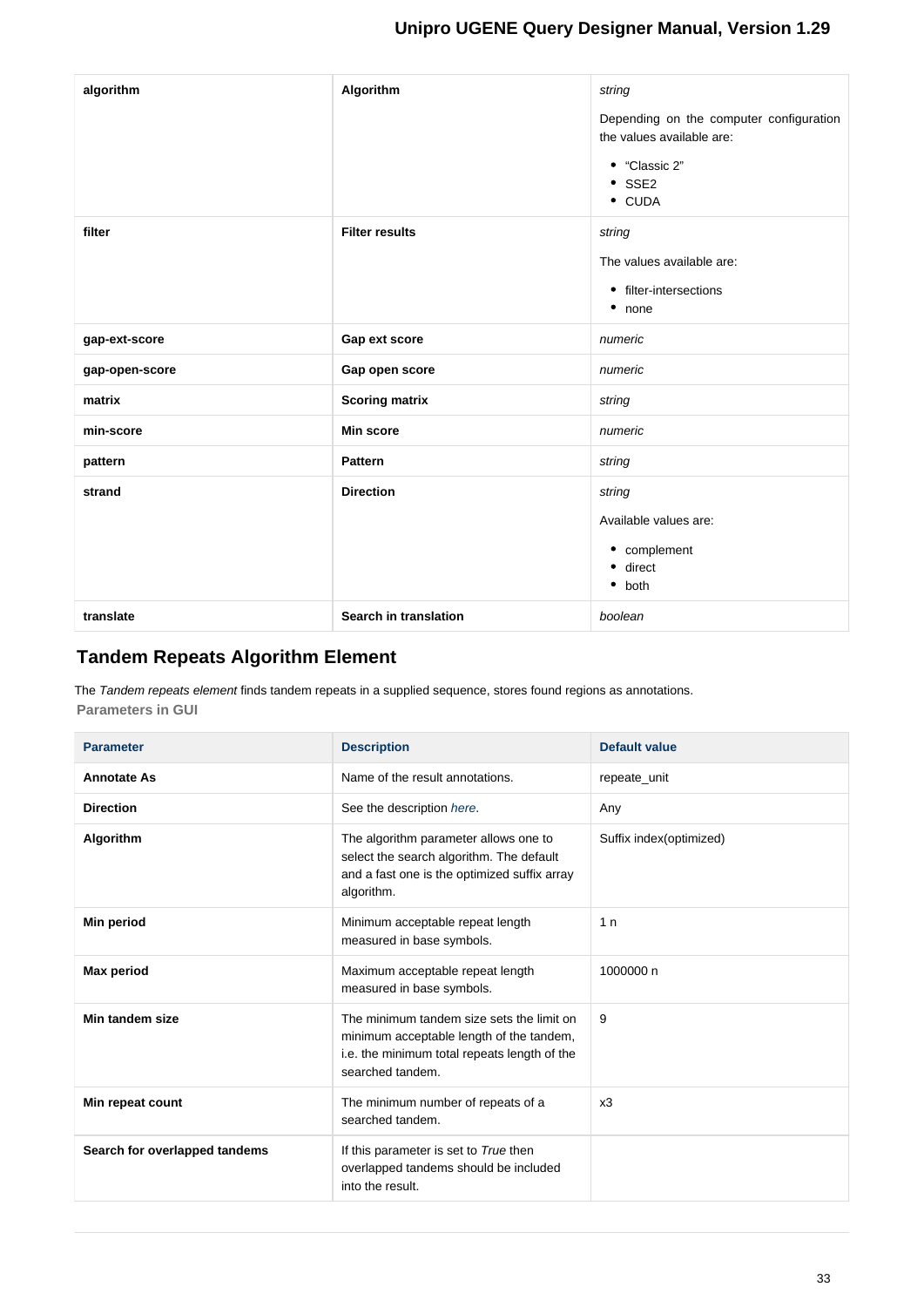| algorithm | Algorithm | *string*<br><br>Depending on the computer configuration the values available are:<br><br>• "Classic 2"<br>• SSE2<br>• CUDA |
|---|---|---|
| filter | Filter results | *string*<br><br>The values available are:<br><br>• filter-intersections<br>• none |
| gap-ext-score | Gap ext score | *numeric* |
| gap-open-score | Gap open score | *numeric* |
| matrix | Scoring matrix | *string* |
| min-score | Min score | *numeric* |
| pattern | Pattern | *string* |
| strand | Direction | *string*<br><br>Available values are:<br><br>• complement<br>• direct<br>• both |
| translate | Search in translation | *boolean* |

## Tandem Repeats Algorithm Element

The *Tandem repeats element* finds tandem repeats in a supplied sequence, stores found regions as annotations.

**Parameters in GUI**

| Parameter | Description | Default value |
|---|---|---|
| **Annotate As** | Name of the result annotations. | repeate_unit |
| **Direction** | See the description *here.* | Any |
| **Algorithm** | The algorithm parameter allows one to select the search algorithm. The default and a fast one is the optimized suffix array algorithm. | Suffix index(optimized) |
| **Min period** | Minimum acceptable repeat length measured in base symbols. | 1 n |
| **Max period** | Maximum acceptable repeat length measured in base symbols. | 1000000 n |
| **Min tandem size** | The minimum tandem size sets the limit on minimum acceptable length of the tandem, i.e. the minimum total repeats length of the searched tandem. | 9 |
| **Min repeat count** | The minimum number of repeats of a searched tandem. | x3 |
| **Search for overlapped tandems** | If this parameter is set to *True* then overlapped tandems should be included into the result. | |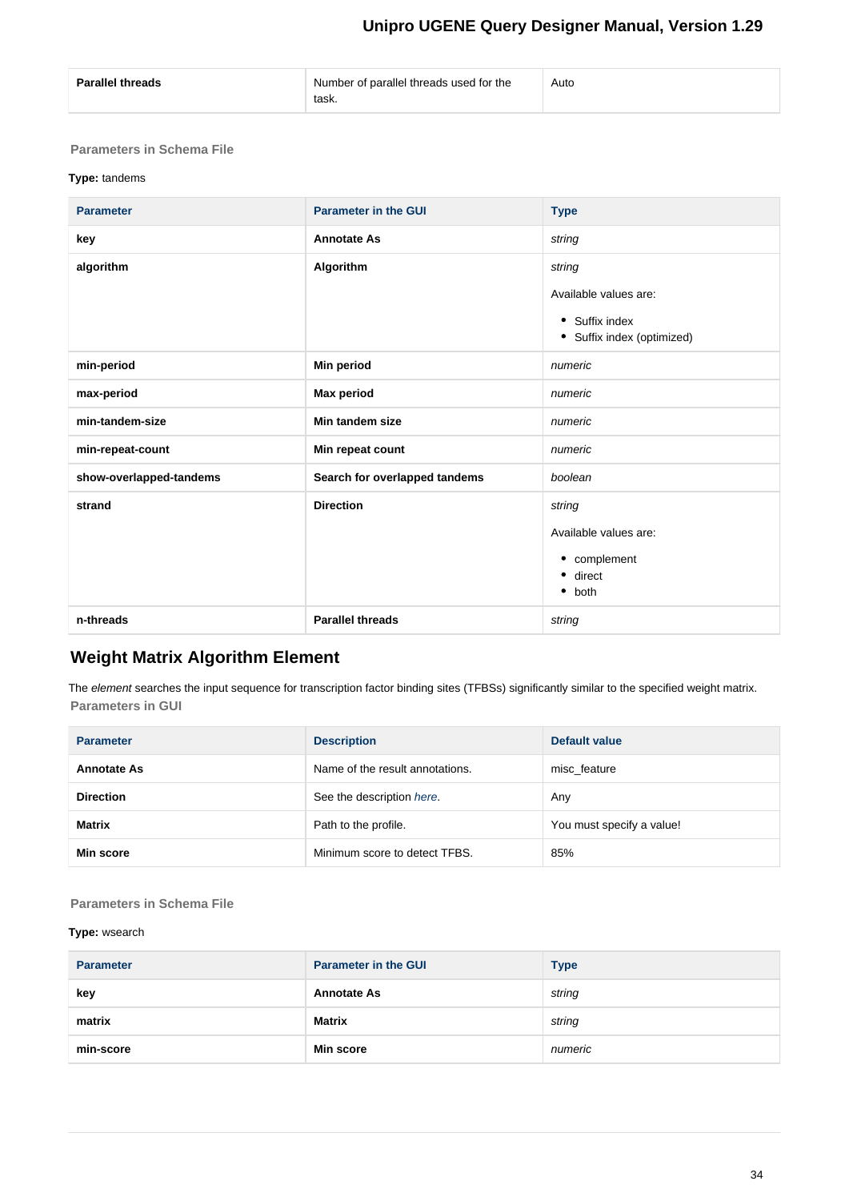| Parallel threads | Number of parallel threads used for the task. | Auto |
|---|---|---|

#### Parameters in Schema File

**Type:** tandems

| Parameter | Parameter in the GUI | Type |
|---|---|---|
| **key** | **Annotate As** | *string* |
| **algorithm** | **Algorithm** | *string*<br><br>Available values are:<br><br>• Suffix index<br>• Suffix index (optimized) |
| **min-period** | **Min period** | *numeric* |
| **max-period** | **Max period** | *numeric* |
| **min-tandem-size** | **Min tandem size** | *numeric* |
| **min-repeat-count** | **Min repeat count** | *numeric* |
| **show-overlapped-tandems** | **Search for overlapped tandems** | *boolean* |
| **strand** | **Direction** | *string*<br><br>Available values are:<br><br>• complement<br>• direct<br>• both |
| **n-threads** | **Parallel threads** | *string* |

## Weight Matrix Algorithm Element

The *element* searches the input sequence for transcription factor binding sites (TFBSs) significantly similar to the specified weight matrix.

#### Parameters in GUI

| Parameter | Description | Default value |
|---|---|---|
| **Annotate As** | Name of the result annotations. | misc_feature |
| **Direction** | See the description *here*. | Any |
| **Matrix** | Path to the profile. | You must specify a value! |
| **Min score** | Minimum score to detect TFBS. | 85% |

#### Parameters in Schema File

**Type:** wsearch

| Parameter | Parameter in the GUI | Type |
|---|---|---|
| **key** | **Annotate As** | *string* |
| **matrix** | **Matrix** | *string* |
| **min-score** | **Min score** | *numeric* |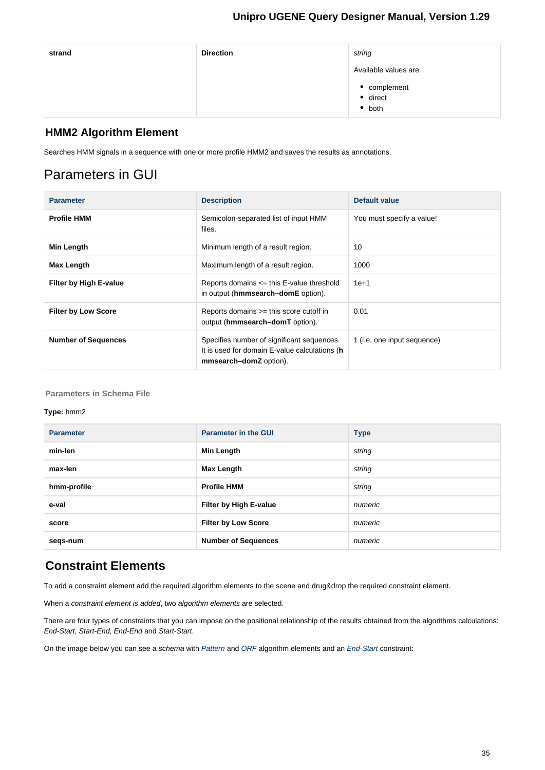| strand | Direction | *string*<br><br>Available values are:<br><br>• complement<br>• direct<br>• both |
|---|---|---|

### HMM2 Algorithm Element

Searches HMM signals in a sequence with one or more profile HMM2 and saves the results as annotations.

## Parameters in GUI

| Parameter | Description | Default value |
|---|---|---|
| **Profile HMM** | Semicolon-separated list of input HMM files. | You must specify a value! |
| **Min Length** | Minimum length of a result region. | 10 |
| **Max Length** | Maximum length of a result region. | 1000 |
| **Filter by High E-value** | Reports domains <= this E-value threshold in output (**hmmsearch–domE** option). | 1e+1 |
| **Filter by Low Score** | Reports domains >= this score cutoff in output (**hmmsearch–domT** option). | 0.01 |
| **Number of Sequences** | Specifies number of significant sequences. It is used for domain E-value calculations (**hmmsearch–domZ** option). | 1 (i.e. one input sequence) |

#### Parameters in Schema File

**Type:** hmm2

| Parameter | Parameter in the GUI | Type |
|---|---|---|
| **min-len** | **Min Length** | *string* |
| **max-len** | **Max Length** | *string* |
| **hmm-profile** | **Profile HMM** | *string* |
| **e-val** | **Filter by High E-value** | *numeric* |
| **score** | **Filter by Low Score** | *numeric* |
| **seqs-num** | **Number of Sequences** | *numeric* |

### Constraint Elements

To add a constraint element add the required algorithm elements to the scene and drug&drop the required constraint element.

When a *constraint element is added*, two *algorithm elements* are selected.

There are four types of constraints that you can impose on the positional relationship of the results obtained from the algorithms calculations: *End-Start*, *Start-End*, *End-End* and *Start-Start*.

On the image below you can see a *schema* with *Pattern* and *ORF* algorithm elements and an *End-Start* constraint: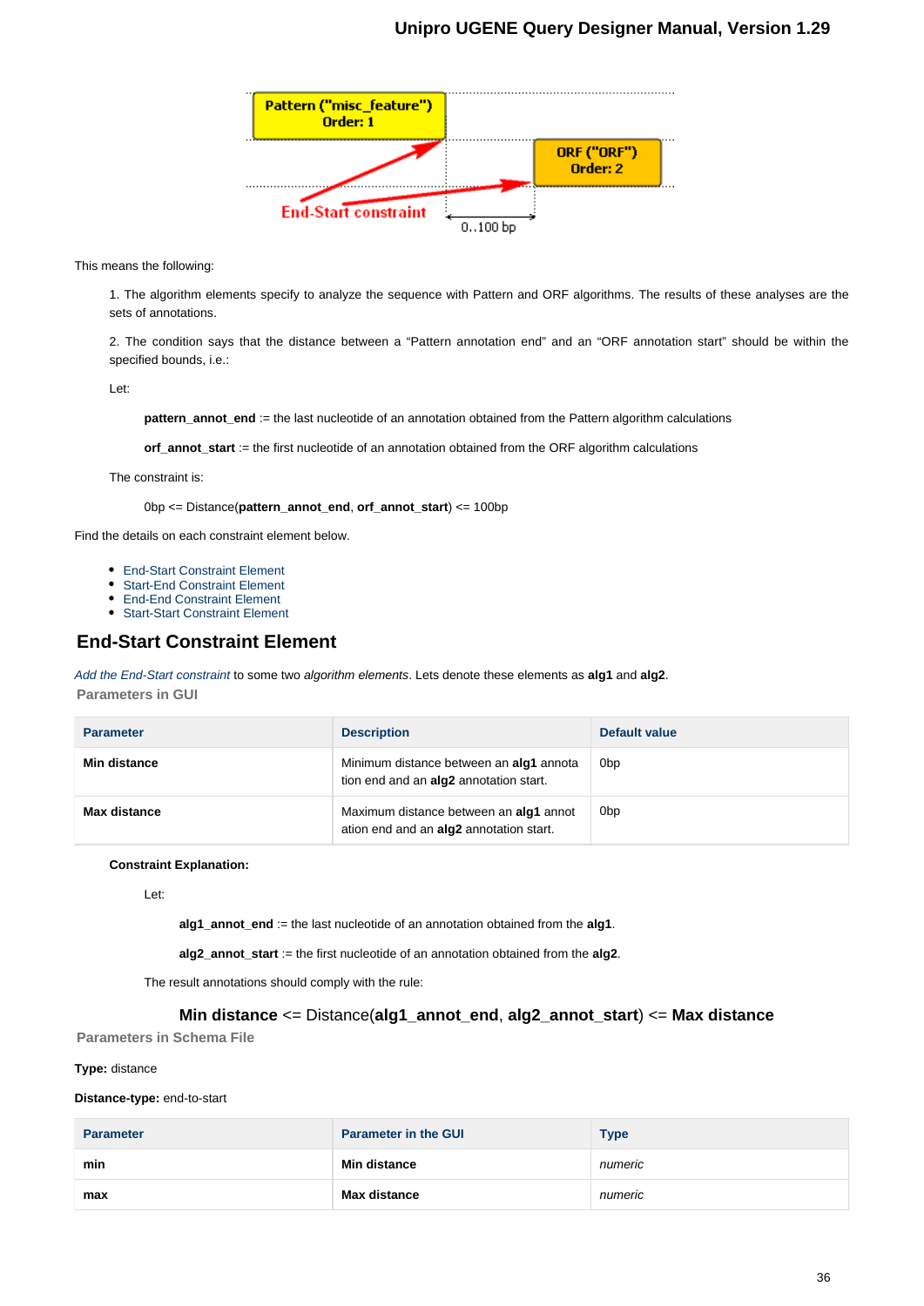This means the following:

1. The algorithm elements specify to analyze the sequence with Pattern and ORF algorithms. The results of these analyses are the sets of annotations.

2. The condition says that the distance between a “Pattern annotation end” and an “ORF annotation start” should be within the specified bounds, i.e.:

Let:

**pattern_annot_end** := the last nucleotide of an annotation obtained from the Pattern algorithm calculations

**orf_annot_start** := the first nucleotide of an annotation obtained from the ORF algorithm calculations

The constraint is:

0bp <= Distance(**pattern_annot_end**, **orf_annot_start**) <= 100bp

Find the details on each constraint element below.

- End-Start Constraint Element
- Start-End Constraint Element
- End-End Constraint Element
- Start-Start Constraint Element

## End-Start Constraint Element

*Add the End-Start constraint* to some two *algorithm elements*. Lets denote these elements as **alg1** and **alg2**.

### Parameters in GUI

| Parameter | Description | Default value |
|---|---|---|
| **Min distance** | Minimum distance between an **alg1** annotation end and an **alg2** annotation start. | 0bp |
| **Max distance** | Maximum distance between an **alg1** annotation end and an **alg2** annotation start. | 0bp |

**Constraint Explanation:**

Let:

**alg1_annot_end** := the last nucleotide of an annotation obtained from the **alg1**.

**alg2_annot_start** := the first nucleotide of an annotation obtained from the **alg2**.

The result annotations should comply with the rule:

**Min distance** <= Distance(**alg1_annot_end**, **alg2_annot_start**) <= **Max distance**

### Parameters in Schema File

**Type:** distance

**Distance-type:** end-to-start

| Parameter | Parameter in the GUI | Type |
|---|---|---|
| **min** | **Min distance** | *numeric* |
| **max** | **Max distance** | *numeric* |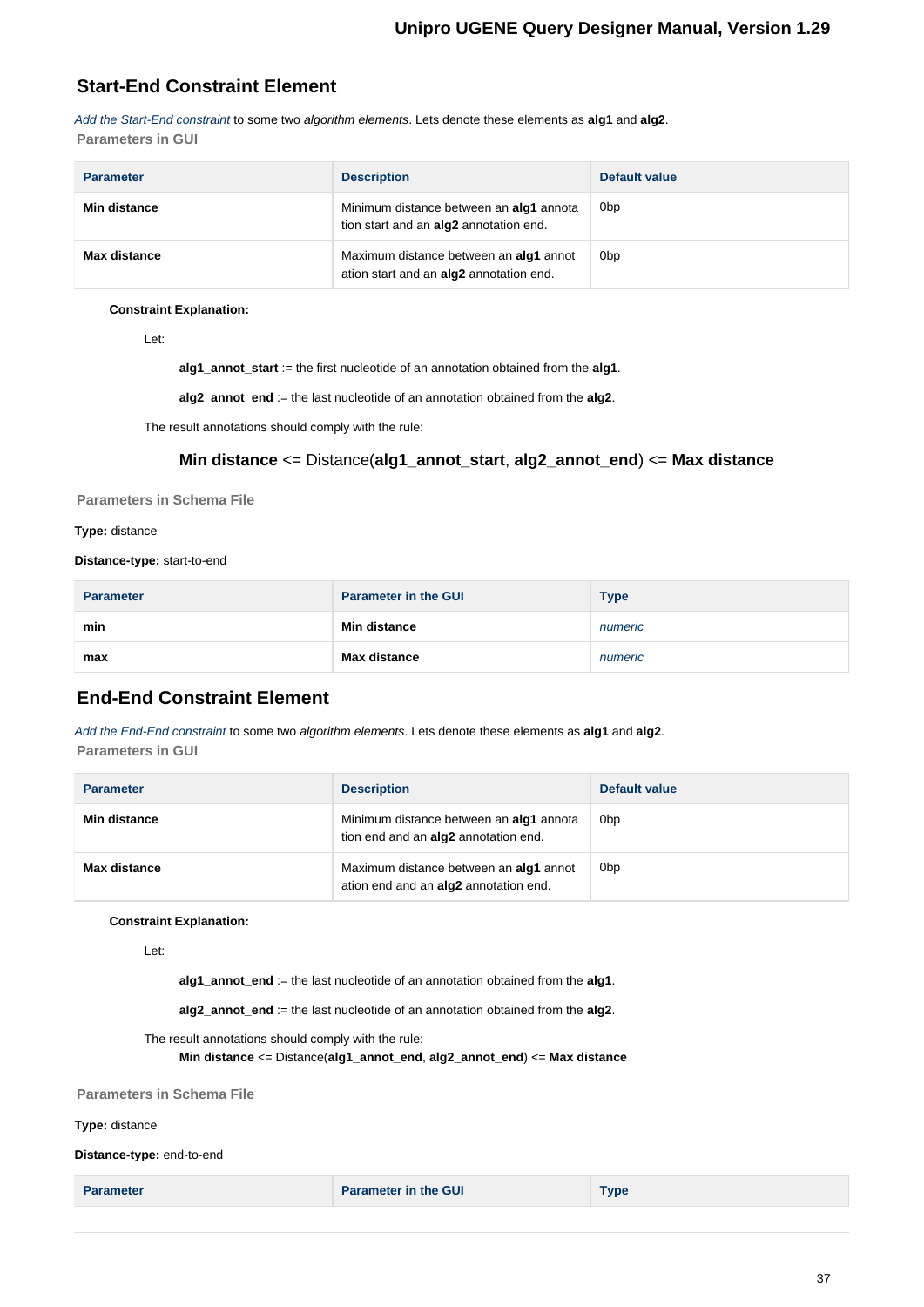## Start-End Constraint Element

*Add the Start-End constraint* to some two *algorithm elements*. Lets denote these elements as **alg1** and **alg2**.

### Parameters in GUI

| Parameter | Description | Default value |
|---|---|---|
| **Min distance** | Minimum distance between an **alg1** annotation start and an **alg2** annotation end. | 0bp |
| **Max distance** | Maximum distance between an **alg1** annotation start and an **alg2** annotation end. | 0bp |

**Constraint Explanation:**

Let:

**alg1_annot_start** := the first nucleotide of an annotation obtained from the **alg1**.

**alg2_annot_end** := the last nucleotide of an annotation obtained from the **alg2**.

The result annotations should comply with the rule:

**Min distance** <= Distance(**alg1_annot_start**, **alg2_annot_end**) <= **Max distance**

### Parameters in Schema File

**Type:** distance

**Distance-type:** start-to-end

| Parameter | Parameter in the GUI | Type |
|---|---|---|
| **min** | **Min distance** | *numeric* |
| **max** | **Max distance** | *numeric* |

## End-End Constraint Element

*Add the End-End constraint* to some two *algorithm elements*. Lets denote these elements as **alg1** and **alg2**.

### Parameters in GUI

| Parameter | Description | Default value |
|---|---|---|
| **Min distance** | Minimum distance between an **alg1** annotation end and an **alg2** annotation end. | 0bp |
| **Max distance** | Maximum distance between an **alg1** annotation end and an **alg2** annotation end. | 0bp |

**Constraint Explanation:**

Let:

**alg1_annot_end** := the last nucleotide of an annotation obtained from the **alg1**.

**alg2_annot_end** := the last nucleotide of an annotation obtained from the **alg2**.

The result annotations should comply with the rule:
**Min distance** <= Distance(**alg1_annot_end**, **alg2_annot_end**) <= **Max distance**

### Parameters in Schema File

**Type:** distance

**Distance-type:** end-to-end

| Parameter | Parameter in the GUI | Type |
|---|---|---|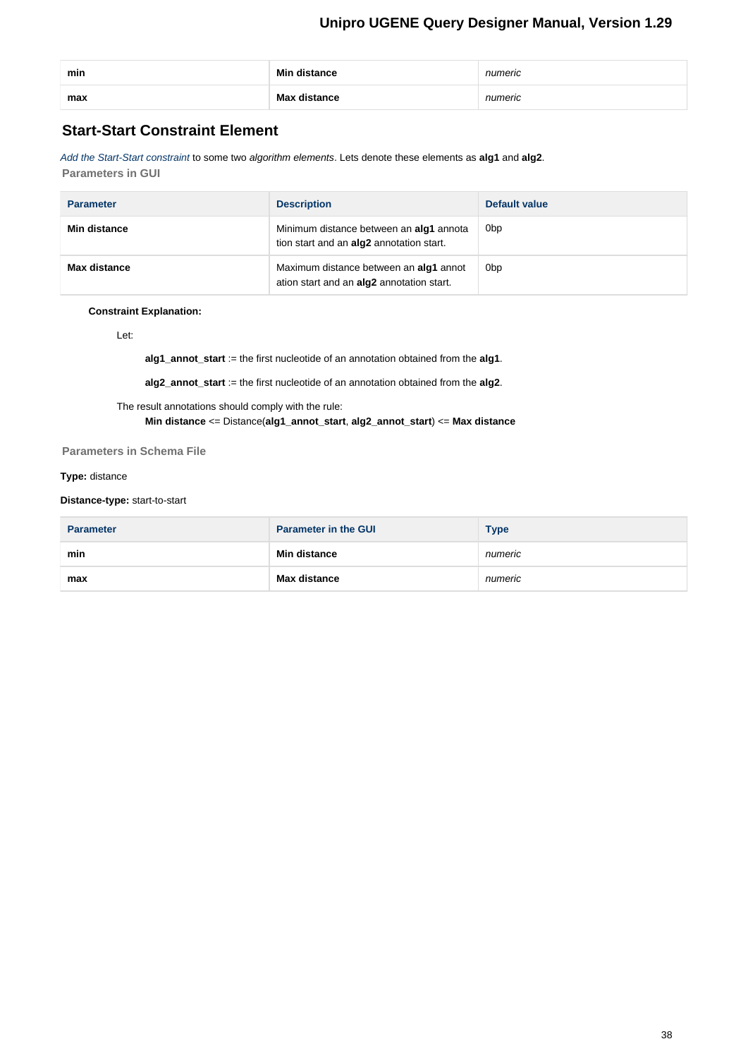| | | |
|---|---|---|
| **min** | **Min distance** | *numeric* |
| **max** | **Max distance** | *numeric* |

## Start-Start Constraint Element

*Add the Start-Start constraint* to some two *algorithm elements*. Lets denote these elements as **alg1** and **alg2**.

#### Parameters in GUI

| Parameter | Description | Default value |
|---|---|---|
| **Min distance** | Minimum distance between an **alg1** annotation start and an **alg2** annotation start. | 0bp |
| **Max distance** | Maximum distance between an **alg1** annotation start and an **alg2** annotation start. | 0bp |

**Constraint Explanation:**

Let:

**alg1_annot_start** := the first nucleotide of an annotation obtained from the **alg1**.

**alg2_annot_start** := the first nucleotide of an annotation obtained from the **alg2**.

The result annotations should comply with the rule:
**Min distance** <= Distance(**alg1_annot_start**, **alg2_annot_start**) <= **Max distance**

#### Parameters in Schema File

**Type:** distance

**Distance-type:** start-to-start

| Parameter | Parameter in the GUI | Type |
|---|---|---|
| **min** | **Min distance** | *numeric* |
| **max** | **Max distance** | *numeric* |